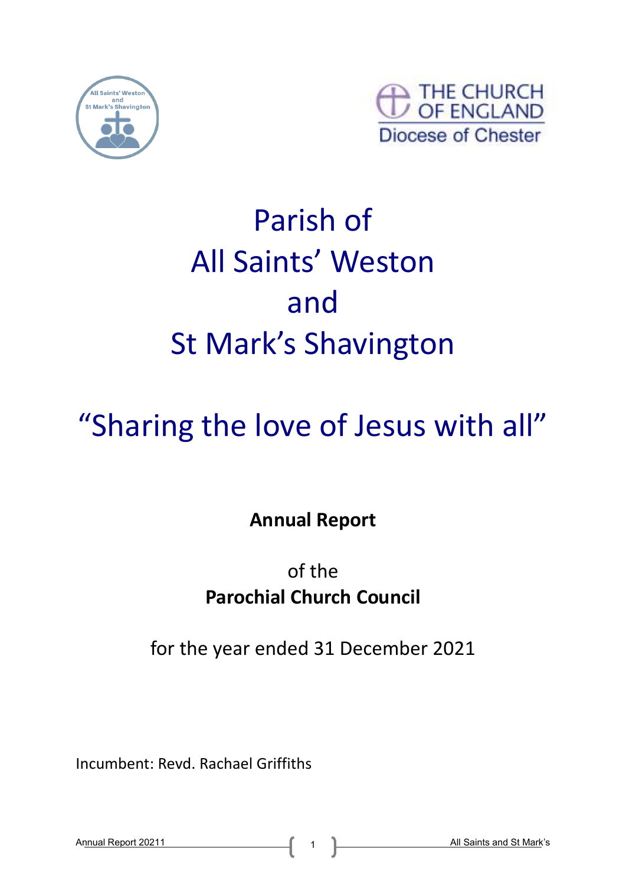# Parish of All Saints' Weston and St Mark's Shavington

## "Sharing the love of Jesus with all"

**Annual Report**

of the
**Parochial Church Council**

for the year ended 31 December 2021

Incumbent: Revd. Rachael Griffiths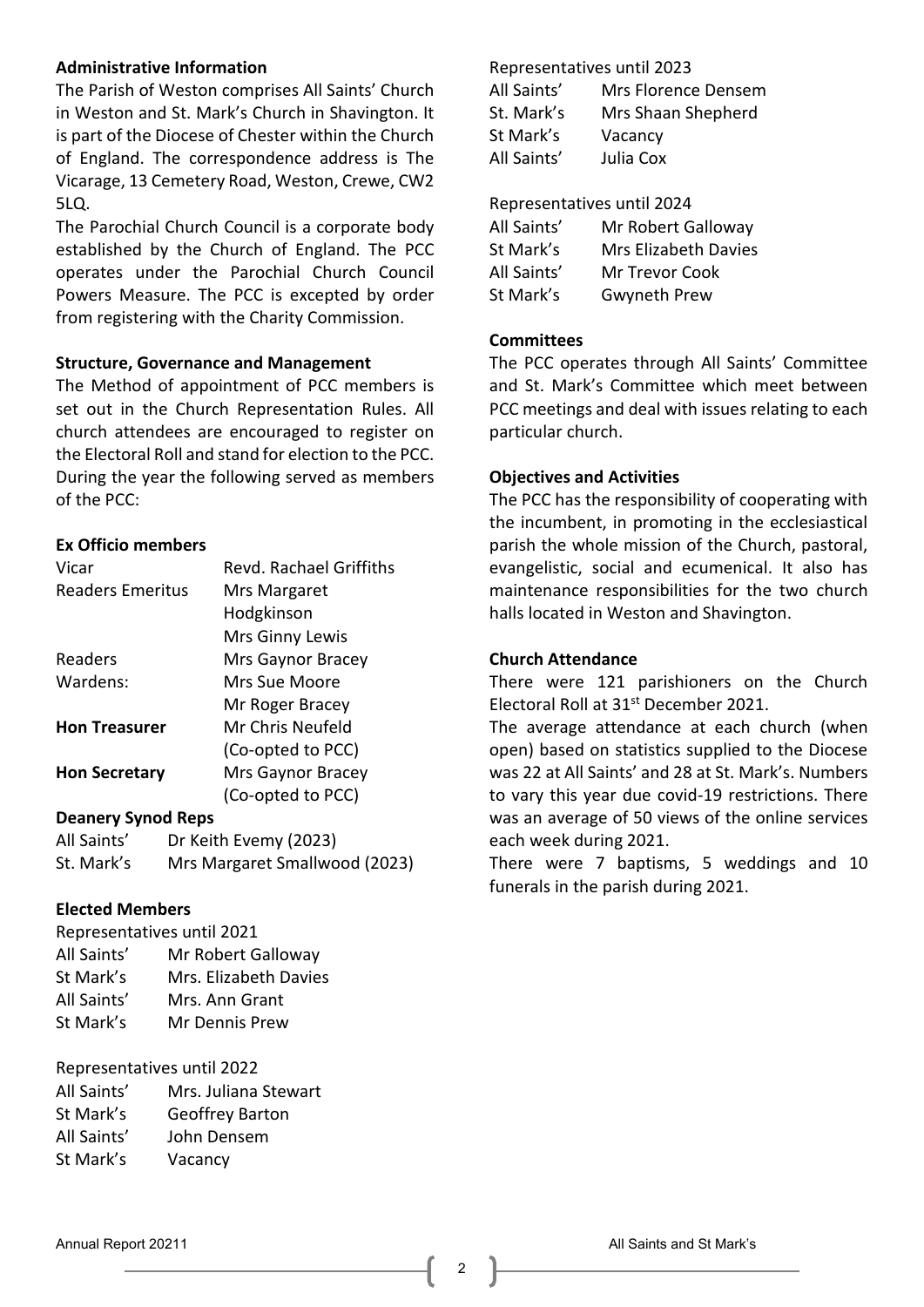**Administrative Information**

The Parish of Weston comprises All Saints' Church in Weston and St. Mark's Church in Shavington. It is part of the Diocese of Chester within the Church of England. The correspondence address is The Vicarage, 13 Cemetery Road, Weston, Crewe, CW2 5LQ.

The Parochial Church Council is a corporate body established by the Church of England. The PCC operates under the Parochial Church Council Powers Measure. The PCC is excepted by order from registering with the Charity Commission.

**Structure, Governance and Management**

The Method of appointment of PCC members is set out in the Church Representation Rules. All church attendees are encouraged to register on the Electoral Roll and stand for election to the PCC. During the year the following served as members of the PCC:

**Ex Officio members**

| | |
|---|---|
| Vicar | Revd. Rachael Griffiths |
| Readers Emeritus | Mrs Margaret Hodgkinson |
| | Mrs Ginny Lewis |
| Readers | Mrs Gaynor Bracey |
| Wardens: | Mrs Sue Moore |
| | Mr Roger Bracey |
| **Hon Treasurer** | Mr Chris Neufeld (Co-opted to PCC) |
| **Hon Secretary** | Mrs Gaynor Bracey (Co-opted to PCC) |

**Deanery Synod Reps**

| | |
|---|---|
| All Saints' | Dr Keith Evemy (2023) |
| St. Mark's | Mrs Margaret Smallwood (2023) |

**Elected Members**

Representatives until 2021

| | |
|---|---|
| All Saints' | Mr Robert Galloway |
| St Mark's | Mrs. Elizabeth Davies |
| All Saints' | Mrs. Ann Grant |
| St Mark's | Mr Dennis Prew |

Representatives until 2022

| | |
|---|---|
| All Saints' | Mrs. Juliana Stewart |
| St Mark's | Geoffrey Barton |
| All Saints' | John Densem |
| St Mark's | Vacancy |

Representatives until 2023

| | |
|---|---|
| All Saints' | Mrs Florence Densem |
| St. Mark's | Mrs Shaan Shepherd |
| St Mark's | Vacancy |
| All Saints' | Julia Cox |

Representatives until 2024

| | |
|---|---|
| All Saints' | Mr Robert Galloway |
| St Mark's | Mrs Elizabeth Davies |
| All Saints' | Mr Trevor Cook |
| St Mark's | Gwyneth Prew |

**Committees**

The PCC operates through All Saints' Committee and St. Mark's Committee which meet between PCC meetings and deal with issues relating to each particular church.

**Objectives and Activities**

The PCC has the responsibility of cooperating with the incumbent, in promoting in the ecclesiastical parish the whole mission of the Church, pastoral, evangelistic, social and ecumenical. It also has maintenance responsibilities for the two church halls located in Weston and Shavington.

**Church Attendance**

There were 121 parishioners on the Church Electoral Roll at 31st December 2021.

The average attendance at each church (when open) based on statistics supplied to the Diocese was 22 at All Saints' and 28 at St. Mark's. Numbers to vary this year due covid-19 restrictions. There was an average of 50 views of the online services each week during 2021.

There were 7 baptisms, 5 weddings and 10 funerals in the parish during 2021.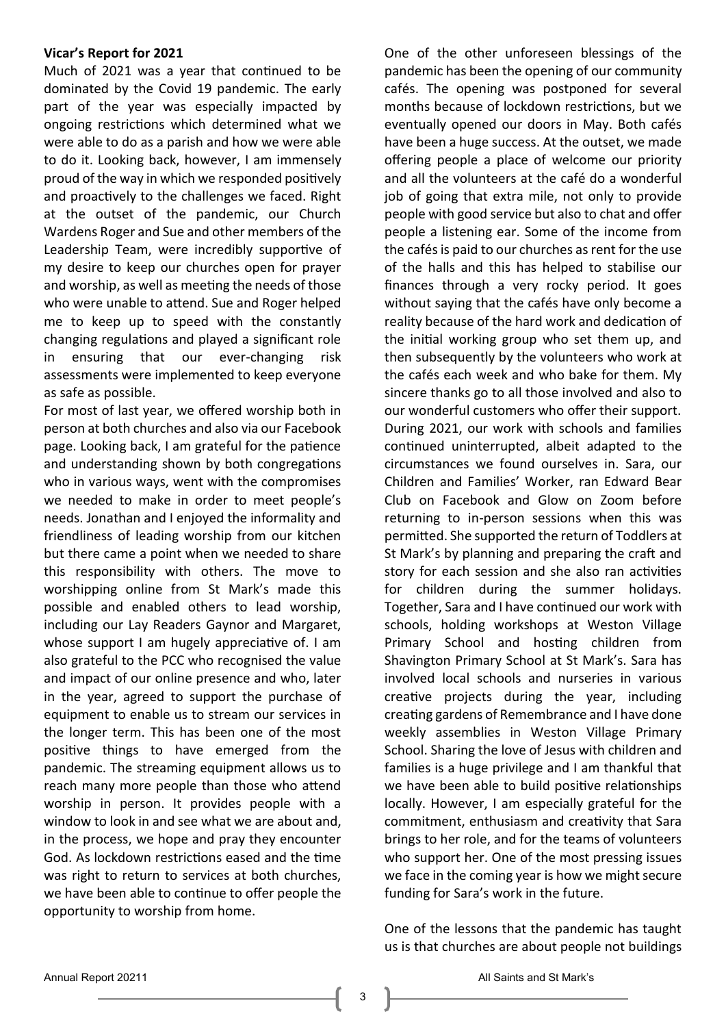**Vicar's Report for 2021**

Much of 2021 was a year that continued to be dominated by the Covid 19 pandemic. The early part of the year was especially impacted by ongoing restrictions which determined what we were able to do as a parish and how we were able to do it. Looking back, however, I am immensely proud of the way in which we responded positively and proactively to the challenges we faced. Right at the outset of the pandemic, our Church Wardens Roger and Sue and other members of the Leadership Team, were incredibly supportive of my desire to keep our churches open for prayer and worship, as well as meeting the needs of those who were unable to attend. Sue and Roger helped me to keep up to speed with the constantly changing regulations and played a significant role in ensuring that our ever-changing risk assessments were implemented to keep everyone as safe as possible.

For most of last year, we offered worship both in person at both churches and also via our Facebook page. Looking back, I am grateful for the patience and understanding shown by both congregations who in various ways, went with the compromises we needed to make in order to meet people's needs. Jonathan and I enjoyed the informality and friendliness of leading worship from our kitchen but there came a point when we needed to share this responsibility with others. The move to worshipping online from St Mark's made this possible and enabled others to lead worship, including our Lay Readers Gaynor and Margaret, whose support I am hugely appreciative of. I am also grateful to the PCC who recognised the value and impact of our online presence and who, later in the year, agreed to support the purchase of equipment to enable us to stream our services in the longer term. This has been one of the most positive things to have emerged from the pandemic. The streaming equipment allows us to reach many more people than those who attend worship in person. It provides people with a window to look in and see what we are about and, in the process, we hope and pray they encounter God. As lockdown restrictions eased and the time was right to return to services at both churches, we have been able to continue to offer people the opportunity to worship from home.

One of the other unforeseen blessings of the pandemic has been the opening of our community cafés. The opening was postponed for several months because of lockdown restrictions, but we eventually opened our doors in May. Both cafés have been a huge success. At the outset, we made offering people a place of welcome our priority and all the volunteers at the café do a wonderful job of going that extra mile, not only to provide people with good service but also to chat and offer people a listening ear. Some of the income from the cafés is paid to our churches as rent for the use of the halls and this has helped to stabilise our finances through a very rocky period. It goes without saying that the cafés have only become a reality because of the hard work and dedication of the initial working group who set them up, and then subsequently by the volunteers who work at the cafés each week and who bake for them. My sincere thanks go to all those involved and also to our wonderful customers who offer their support.

During 2021, our work with schools and families continued uninterrupted, albeit adapted to the circumstances we found ourselves in. Sara, our Children and Families' Worker, ran Edward Bear Club on Facebook and Glow on Zoom before returning to in-person sessions when this was permitted. She supported the return of Toddlers at St Mark's by planning and preparing the craft and story for each session and she also ran activities for children during the summer holidays. Together, Sara and I have continued our work with schools, holding workshops at Weston Village Primary School and hosting children from Shavington Primary School at St Mark's. Sara has involved local schools and nurseries in various creative projects during the year, including creating gardens of Remembrance and I have done weekly assemblies in Weston Village Primary School. Sharing the love of Jesus with children and families is a huge privilege and I am thankful that we have been able to build positive relationships locally. However, I am especially grateful for the commitment, enthusiasm and creativity that Sara brings to her role, and for the teams of volunteers who support her. One of the most pressing issues we face in the coming year is how we might secure funding for Sara's work in the future.

One of the lessons that the pandemic has taught us is that churches are about people not buildings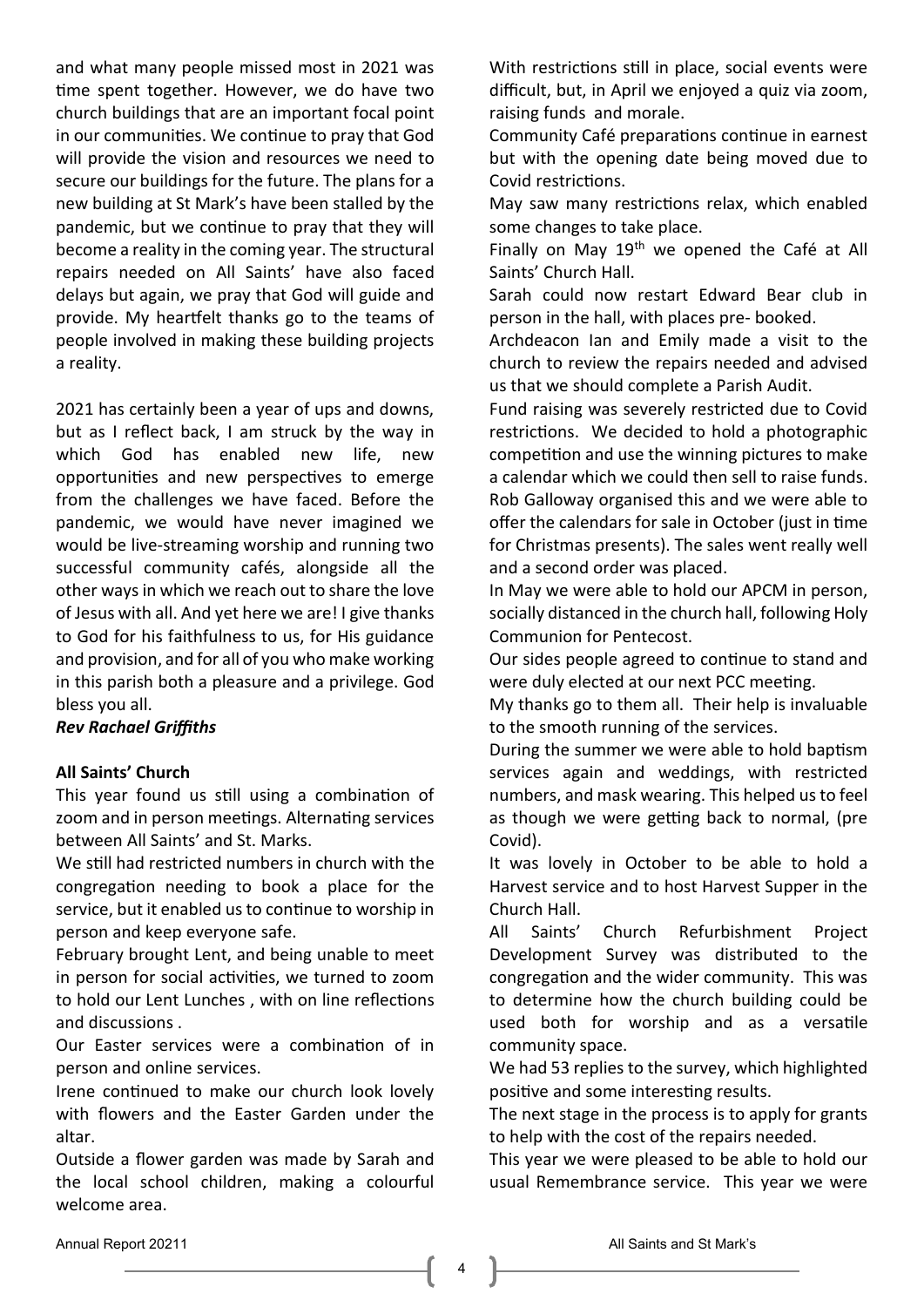and what many people missed most in 2021 was time spent together. However, we do have two church buildings that are an important focal point in our communities. We continue to pray that God will provide the vision and resources we need to secure our buildings for the future. The plans for a new building at St Mark's have been stalled by the pandemic, but we continue to pray that they will become a reality in the coming year. The structural repairs needed on All Saints' have also faced delays but again, we pray that God will guide and provide. My heartfelt thanks go to the teams of people involved in making these building projects a reality.

2021 has certainly been a year of ups and downs, but as I reflect back, I am struck by the way in which God has enabled new life, new opportunities and new perspectives to emerge from the challenges we have faced. Before the pandemic, we would have never imagined we would be live-streaming worship and running two successful community cafés, alongside all the other ways in which we reach out to share the love of Jesus with all. And yet here we are! I give thanks to God for his faithfulness to us, for His guidance and provision, and for all of you who make working in this parish both a pleasure and a privilege. God bless you all.

***Rev Rachael Griffiths***

**All Saints' Church**

This year found us still using a combination of zoom and in person meetings. Alternating services between All Saints' and St. Marks.

We still had restricted numbers in church with the congregation needing to book a place for the service, but it enabled us to continue to worship in person and keep everyone safe.

February brought Lent, and being unable to meet in person for social activities, we turned to zoom to hold our Lent Lunches , with on line reflections and discussions .

Our Easter services were a combination of in person and online services.

Irene continued to make our church look lovely with flowers and the Easter Garden under the altar.

Outside a flower garden was made by Sarah and the local school children, making a colourful welcome area.

With restrictions still in place, social events were difficult, but, in April we enjoyed a quiz via zoom, raising funds and morale.

Community Café preparations continue in earnest but with the opening date being moved due to Covid restrictions.

May saw many restrictions relax, which enabled some changes to take place.

Finally on May 19th we opened the Café at All Saints' Church Hall.

Sarah could now restart Edward Bear club in person in the hall, with places pre- booked.

Archdeacon Ian and Emily made a visit to the church to review the repairs needed and advised us that we should complete a Parish Audit.

Fund raising was severely restricted due to Covid restrictions. We decided to hold a photographic competition and use the winning pictures to make a calendar which we could then sell to raise funds. Rob Galloway organised this and we were able to offer the calendars for sale in October (just in time for Christmas presents). The sales went really well and a second order was placed.

In May we were able to hold our APCM in person, socially distanced in the church hall, following Holy Communion for Pentecost.

Our sides people agreed to continue to stand and were duly elected at our next PCC meeting.

My thanks go to them all. Their help is invaluable to the smooth running of the services.

During the summer we were able to hold baptism services again and weddings, with restricted numbers, and mask wearing. This helped us to feel as though we were getting back to normal, (pre Covid).

It was lovely in October to be able to hold a Harvest service and to host Harvest Supper in the Church Hall.

All Saints' Church Refurbishment Project Development Survey was distributed to the congregation and the wider community. This was to determine how the church building could be used both for worship and as a versatile community space.

We had 53 replies to the survey, which highlighted positive and some interesting results.

The next stage in the process is to apply for grants to help with the cost of the repairs needed.

This year we were pleased to be able to hold our usual Remembrance service. This year we were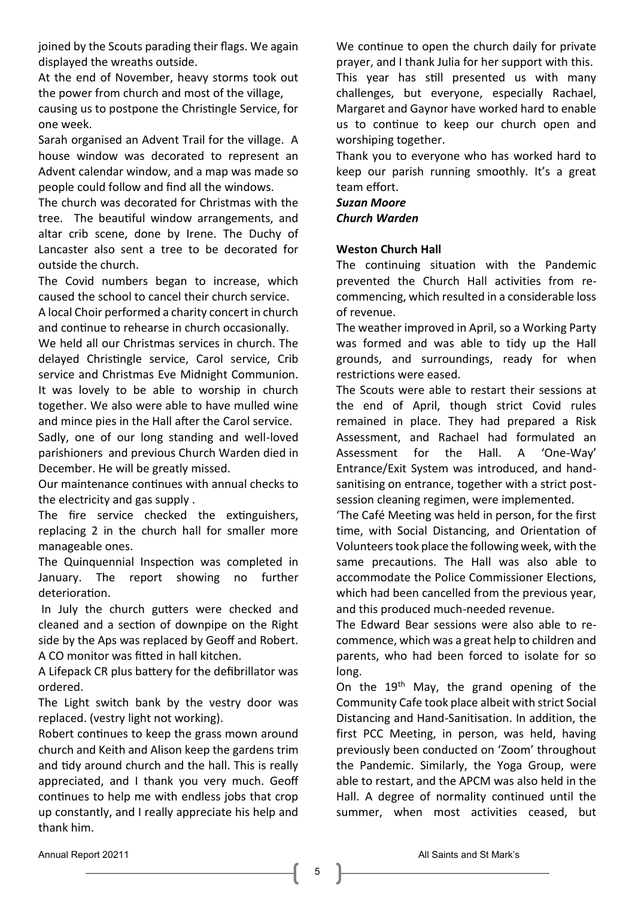joined by the Scouts parading their flags. We again displayed the wreaths outside.

At the end of November, heavy storms took out the power from church and most of the village, causing us to postpone the Christingle Service, for one week.

Sarah organised an Advent Trail for the village. A house window was decorated to represent an Advent calendar window, and a map was made so people could follow and find all the windows.

The church was decorated for Christmas with the tree. The beautiful window arrangements, and altar crib scene, done by Irene. The Duchy of Lancaster also sent a tree to be decorated for outside the church.

The Covid numbers began to increase, which caused the school to cancel their church service.

A local Choir performed a charity concert in church and continue to rehearse in church occasionally.

We held all our Christmas services in church. The delayed Christingle service, Carol service, Crib service and Christmas Eve Midnight Communion. It was lovely to be able to worship in church together. We also were able to have mulled wine and mince pies in the Hall after the Carol service.

Sadly, one of our long standing and well-loved parishioners and previous Church Warden died in December. He will be greatly missed.

Our maintenance continues with annual checks to the electricity and gas supply .

The fire service checked the extinguishers, replacing 2 in the church hall for smaller more manageable ones.

The Quinquennial Inspection was completed in January. The report showing no further deterioration.

In July the church gutters were checked and cleaned and a section of downpipe on the Right side by the Aps was replaced by Geoff and Robert.

A CO monitor was fitted in hall kitchen.

A Lifepack CR plus battery for the defibrillator was ordered.

The Light switch bank by the vestry door was replaced. (vestry light not working).

Robert continues to keep the grass mown around church and Keith and Alison keep the gardens trim and tidy around church and the hall. This is really appreciated, and I thank you very much. Geoff continues to help me with endless jobs that crop up constantly, and I really appreciate his help and thank him.

We continue to open the church daily for private prayer, and I thank Julia for her support with this.

This year has still presented us with many challenges, but everyone, especially Rachael, Margaret and Gaynor have worked hard to enable us to continue to keep our church open and worshiping together.

Thank you to everyone who has worked hard to keep our parish running smoothly. It's a great team effort.

***Suzan Moore***
***Church Warden***

**Weston Church Hall**

The continuing situation with the Pandemic prevented the Church Hall activities from re-commencing, which resulted in a considerable loss of revenue.

The weather improved in April, so a Working Party was formed and was able to tidy up the Hall grounds, and surroundings, ready for when restrictions were eased.

The Scouts were able to restart their sessions at the end of April, though strict Covid rules remained in place. They had prepared a Risk Assessment, and Rachael had formulated an Assessment for the Hall. A 'One-Way' Entrance/Exit System was introduced, and hand-sanitising on entrance, together with a strict post-session cleaning regimen, were implemented.

'The Café Meeting was held in person, for the first time, with Social Distancing, and Orientation of Volunteers took place the following week, with the same precautions. The Hall was also able to accommodate the Police Commissioner Elections, which had been cancelled from the previous year, and this produced much-needed revenue.

The Edward Bear sessions were also able to re-commence, which was a great help to children and parents, who had been forced to isolate for so long.

On the 19th May, the grand opening of the Community Cafe took place albeit with strict Social Distancing and Hand-Sanitisation. In addition, the first PCC Meeting, in person, was held, having previously been conducted on 'Zoom' throughout the Pandemic. Similarly, the Yoga Group, were able to restart, and the APCM was also held in the Hall. A degree of normality continued until the summer, when most activities ceased, but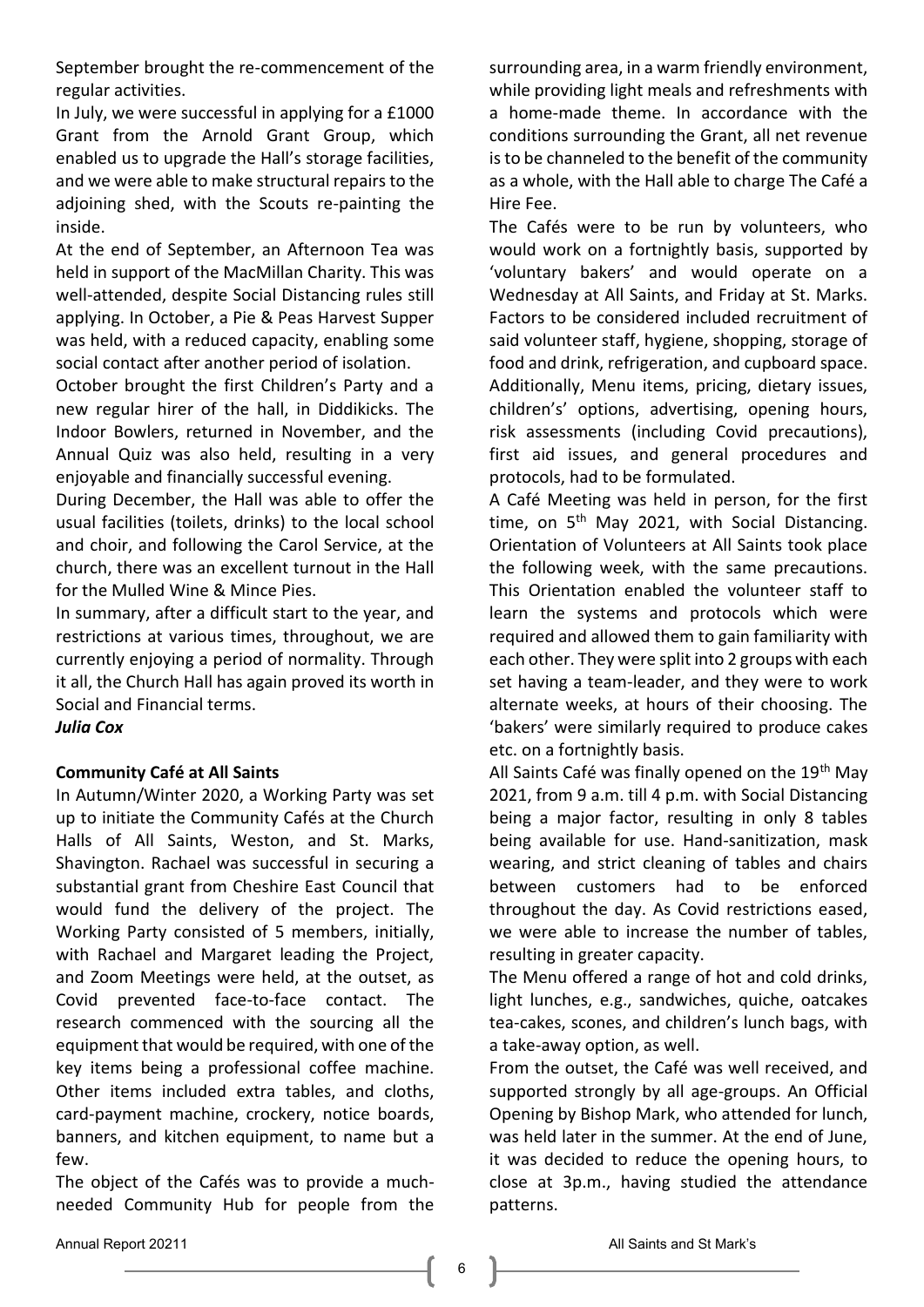September brought the re-commencement of the regular activities.

In July, we were successful in applying for a £1000 Grant from the Arnold Grant Group, which enabled us to upgrade the Hall's storage facilities, and we were able to make structural repairs to the adjoining shed, with the Scouts re-painting the inside.

At the end of September, an Afternoon Tea was held in support of the MacMillan Charity. This was well-attended, despite Social Distancing rules still applying. In October, a Pie & Peas Harvest Supper was held, with a reduced capacity, enabling some social contact after another period of isolation.

October brought the first Children's Party and a new regular hirer of the hall, in Diddikicks. The Indoor Bowlers, returned in November, and the Annual Quiz was also held, resulting in a very enjoyable and financially successful evening.

During December, the Hall was able to offer the usual facilities (toilets, drinks) to the local school and choir, and following the Carol Service, at the church, there was an excellent turnout in the Hall for the Mulled Wine & Mince Pies.

In summary, after a difficult start to the year, and restrictions at various times, throughout, we are currently enjoying a period of normality. Through it all, the Church Hall has again proved its worth in Social and Financial terms.

***Julia Cox***

**Community Café at All Saints**

In Autumn/Winter 2020, a Working Party was set up to initiate the Community Cafés at the Church Halls of All Saints, Weston, and St. Marks, Shavington. Rachael was successful in securing a substantial grant from Cheshire East Council that would fund the delivery of the project. The Working Party consisted of 5 members, initially, with Rachael and Margaret leading the Project, and Zoom Meetings were held, at the outset, as Covid prevented face-to-face contact. The research commenced with the sourcing all the equipment that would be required, with one of the key items being a professional coffee machine. Other items included extra tables, and cloths, card-payment machine, crockery, notice boards, banners, and kitchen equipment, to name but a few.

The object of the Cafés was to provide a much-needed Community Hub for people from the surrounding area, in a warm friendly environment, while providing light meals and refreshments with a home-made theme. In accordance with the conditions surrounding the Grant, all net revenue is to be channeled to the benefit of the community as a whole, with the Hall able to charge The Café a Hire Fee.

The Cafés were to be run by volunteers, who would work on a fortnightly basis, supported by 'voluntary bakers' and would operate on a Wednesday at All Saints, and Friday at St. Marks. Factors to be considered included recruitment of said volunteer staff, hygiene, shopping, storage of food and drink, refrigeration, and cupboard space. Additionally, Menu items, pricing, dietary issues, children's' options, advertising, opening hours, risk assessments (including Covid precautions), first aid issues, and general procedures and protocols, had to be formulated.

A Café Meeting was held in person, for the first time, on 5th May 2021, with Social Distancing. Orientation of Volunteers at All Saints took place the following week, with the same precautions. This Orientation enabled the volunteer staff to learn the systems and protocols which were required and allowed them to gain familiarity with each other. They were split into 2 groups with each set having a team-leader, and they were to work alternate weeks, at hours of their choosing. The 'bakers' were similarly required to produce cakes etc. on a fortnightly basis.

All Saints Café was finally opened on the 19th May 2021, from 9 a.m. till 4 p.m. with Social Distancing being a major factor, resulting in only 8 tables being available for use. Hand-sanitization, mask wearing, and strict cleaning of tables and chairs between customers had to be enforced throughout the day. As Covid restrictions eased, we were able to increase the number of tables, resulting in greater capacity.

The Menu offered a range of hot and cold drinks, light lunches, e.g., sandwiches, quiche, oatcakes tea-cakes, scones, and children's lunch bags, with a take-away option, as well.

From the outset, the Café was well received, and supported strongly by all age-groups. An Official Opening by Bishop Mark, who attended for lunch, was held later in the summer. At the end of June, it was decided to reduce the opening hours, to close at 3p.m., having studied the attendance patterns.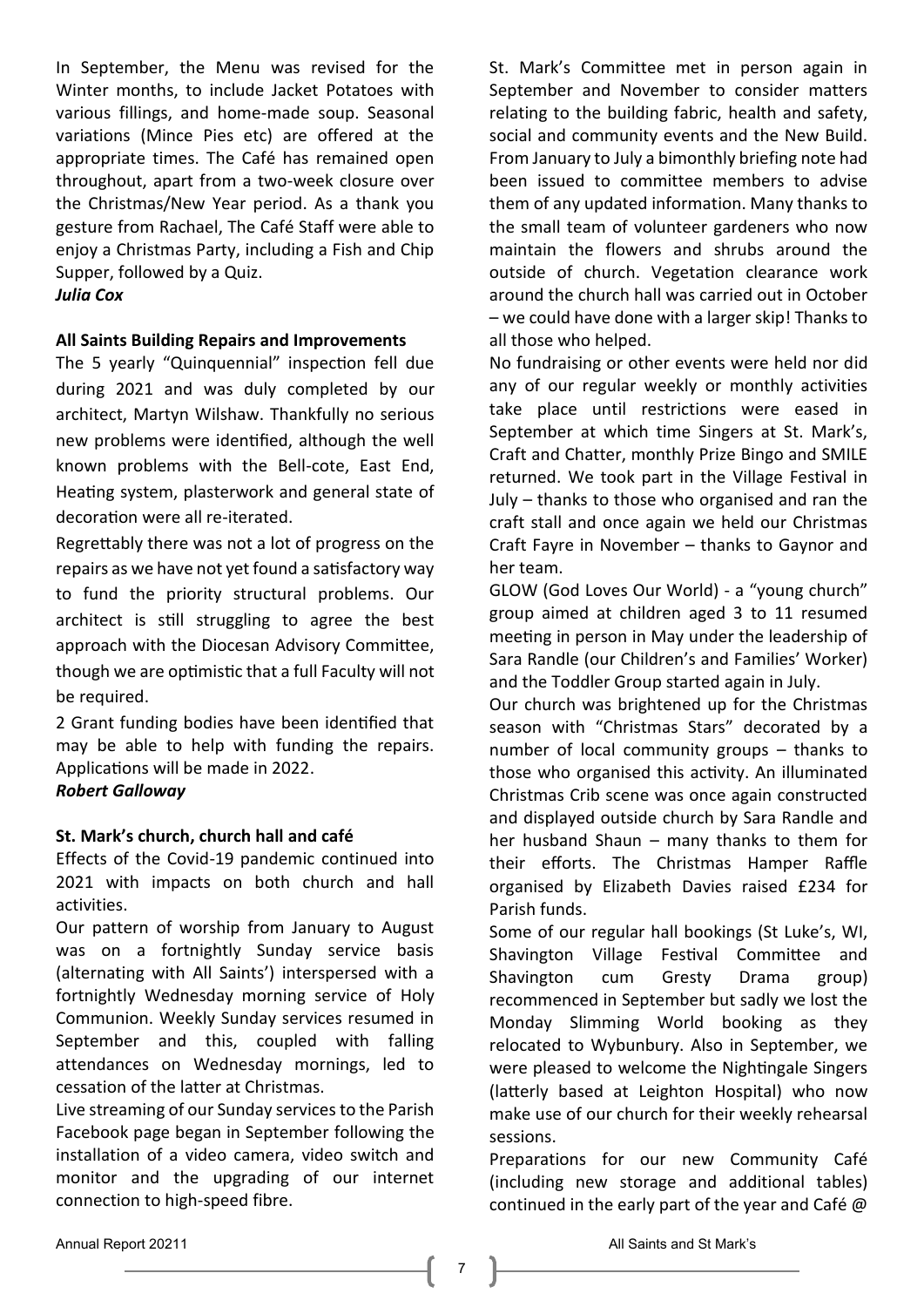In September, the Menu was revised for the Winter months, to include Jacket Potatoes with various fillings, and home-made soup. Seasonal variations (Mince Pies etc) are offered at the appropriate times. The Café has remained open throughout, apart from a two-week closure over the Christmas/New Year period. As a thank you gesture from Rachael, The Café Staff were able to enjoy a Christmas Party, including a Fish and Chip Supper, followed by a Quiz.

***Julia Cox***

**All Saints Building Repairs and Improvements**

The 5 yearly "Quinquennial" inspection fell due during 2021 and was duly completed by our architect, Martyn Wilshaw. Thankfully no serious new problems were identified, although the well known problems with the Bell-cote, East End, Heating system, plasterwork and general state of decoration were all re-iterated.

Regrettably there was not a lot of progress on the repairs as we have not yet found a satisfactory way to fund the priority structural problems. Our architect is still struggling to agree the best approach with the Diocesan Advisory Committee, though we are optimistic that a full Faculty will not be required.

2 Grant funding bodies have been identified that may be able to help with funding the repairs. Applications will be made in 2022.

***Robert Galloway***

**St. Mark's church, church hall and café**

Effects of the Covid-19 pandemic continued into 2021 with impacts on both church and hall activities.

Our pattern of worship from January to August was on a fortnightly Sunday service basis (alternating with All Saints') interspersed with a fortnightly Wednesday morning service of Holy Communion. Weekly Sunday services resumed in September and this, coupled with falling attendances on Wednesday mornings, led to cessation of the latter at Christmas.

Live streaming of our Sunday services to the Parish Facebook page began in September following the installation of a video camera, video switch and monitor and the upgrading of our internet connection to high-speed fibre.

St. Mark's Committee met in person again in September and November to consider matters relating to the building fabric, health and safety, social and community events and the New Build. From January to July a bimonthly briefing note had been issued to committee members to advise them of any updated information. Many thanks to the small team of volunteer gardeners who now maintain the flowers and shrubs around the outside of church. Vegetation clearance work around the church hall was carried out in October – we could have done with a larger skip! Thanks to all those who helped.

No fundraising or other events were held nor did any of our regular weekly or monthly activities take place until restrictions were eased in September at which time Singers at St. Mark's, Craft and Chatter, monthly Prize Bingo and SMILE returned. We took part in the Village Festival in July – thanks to those who organised and ran the craft stall and once again we held our Christmas Craft Fayre in November – thanks to Gaynor and her team.

GLOW (God Loves Our World) - a "young church" group aimed at children aged 3 to 11 resumed meeting in person in May under the leadership of Sara Randle (our Children's and Families' Worker) and the Toddler Group started again in July.

Our church was brightened up for the Christmas season with "Christmas Stars" decorated by a number of local community groups – thanks to those who organised this activity. An illuminated Christmas Crib scene was once again constructed and displayed outside church by Sara Randle and her husband Shaun – many thanks to them for their efforts. The Christmas Hamper Raffle organised by Elizabeth Davies raised £234 for Parish funds.

Some of our regular hall bookings (St Luke's, WI, Shavington Village Festival Committee and Shavington cum Gresty Drama group) recommenced in September but sadly we lost the Monday Slimming World booking as they relocated to Wybunbury. Also in September, we were pleased to welcome the Nightingale Singers (latterly based at Leighton Hospital) who now make use of our church for their weekly rehearsal sessions.

Preparations for our new Community Café (including new storage and additional tables) continued in the early part of the year and Café @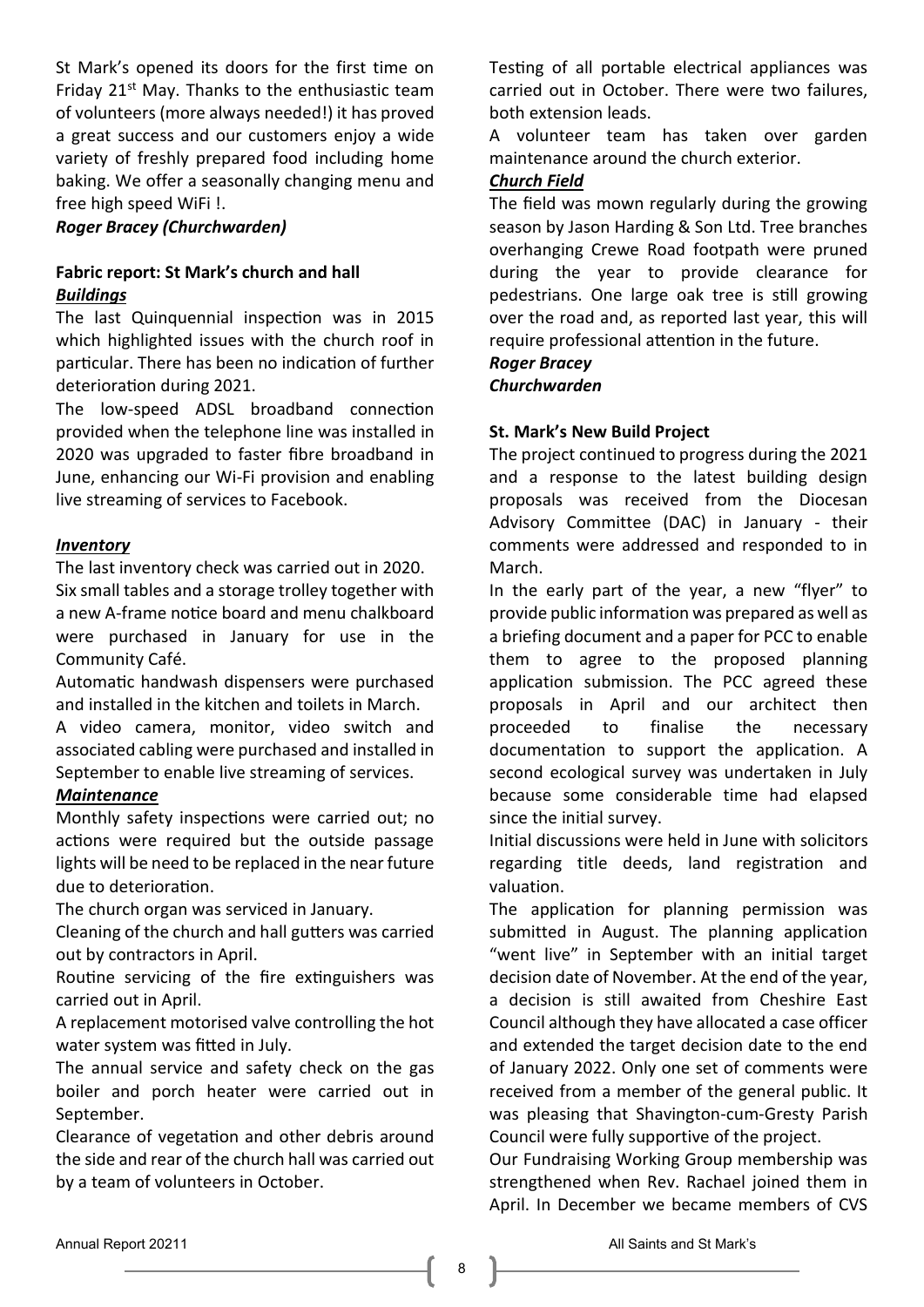St Mark's opened its doors for the first time on Friday 21st May. Thanks to the enthusiastic team of volunteers (more always needed!) it has proved a great success and our customers enjoy a wide variety of freshly prepared food including home baking. We offer a seasonally changing menu and free high speed WiFi !.

***Roger Bracey (Churchwarden)***

**Fabric report: St Mark's church and hall**

***Buildings***

The last Quinquennial inspection was in 2015 which highlighted issues with the church roof in particular. There has been no indication of further deterioration during 2021.

The low-speed ADSL broadband connection provided when the telephone line was installed in 2020 was upgraded to faster fibre broadband in June, enhancing our Wi-Fi provision and enabling live streaming of services to Facebook.

***Inventory***

The last inventory check was carried out in 2020.

Six small tables and a storage trolley together with a new A-frame notice board and menu chalkboard were purchased in January for use in the Community Café.

Automatic handwash dispensers were purchased and installed in the kitchen and toilets in March.

A video camera, monitor, video switch and associated cabling were purchased and installed in September to enable live streaming of services.

***Maintenance***

Monthly safety inspections were carried out; no actions were required but the outside passage lights will be need to be replaced in the near future due to deterioration.

The church organ was serviced in January.

Cleaning of the church and hall gutters was carried out by contractors in April.

Routine servicing of the fire extinguishers was carried out in April.

A replacement motorised valve controlling the hot water system was fitted in July.

The annual service and safety check on the gas boiler and porch heater were carried out in September.

Clearance of vegetation and other debris around the side and rear of the church hall was carried out by a team of volunteers in October.

Testing of all portable electrical appliances was carried out in October. There were two failures, both extension leads.

A volunteer team has taken over garden maintenance around the church exterior.

***Church Field***

The field was mown regularly during the growing season by Jason Harding & Son Ltd. Tree branches overhanging Crewe Road footpath were pruned during the year to provide clearance for pedestrians. One large oak tree is still growing over the road and, as reported last year, this will require professional attention in the future.

***Roger Bracey***
***Churchwarden***

**St. Mark's New Build Project**

The project continued to progress during the 2021 and a response to the latest building design proposals was received from the Diocesan Advisory Committee (DAC) in January - their comments were addressed and responded to in March.

In the early part of the year, a new "flyer" to provide public information was prepared as well as a briefing document and a paper for PCC to enable them to agree to the proposed planning application submission. The PCC agreed these proposals in April and our architect then proceeded to finalise the necessary documentation to support the application. A second ecological survey was undertaken in July because some considerable time had elapsed since the initial survey.

Initial discussions were held in June with solicitors regarding title deeds, land registration and valuation.

The application for planning permission was submitted in August. The planning application "went live" in September with an initial target decision date of November. At the end of the year, a decision is still awaited from Cheshire East Council although they have allocated a case officer and extended the target decision date to the end of January 2022. Only one set of comments were received from a member of the general public. It was pleasing that Shavington-cum-Gresty Parish Council were fully supportive of the project.

Our Fundraising Working Group membership was strengthened when Rev. Rachael joined them in April. In December we became members of CVS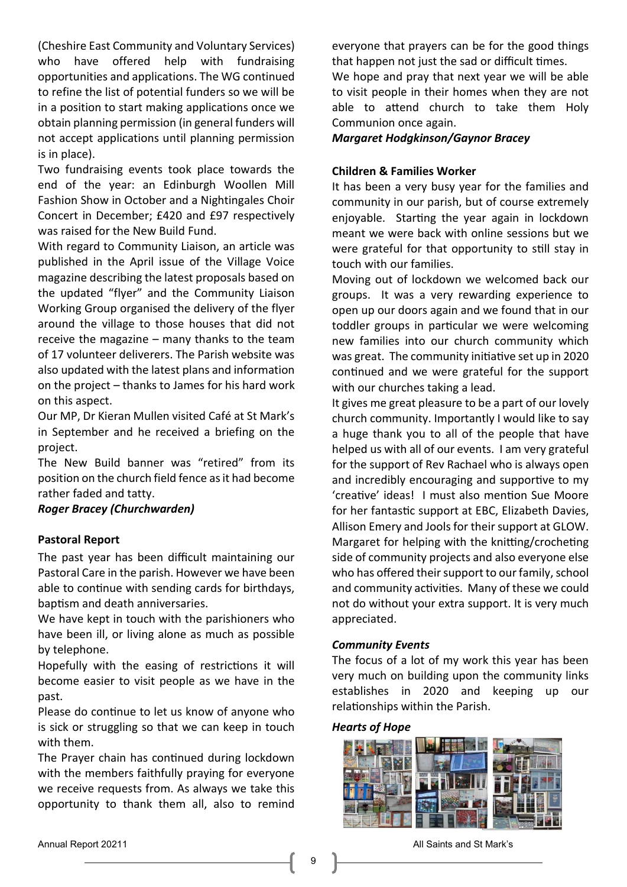(Cheshire East Community and Voluntary Services) who have offered help with fundraising opportunities and applications. The WG continued to refine the list of potential funders so we will be in a position to start making applications once we obtain planning permission (in general funders will not accept applications until planning permission is in place).

Two fundraising events took place towards the end of the year: an Edinburgh Woollen Mill Fashion Show in October and a Nightingales Choir Concert in December; £420 and £97 respectively was raised for the New Build Fund.

With regard to Community Liaison, an article was published in the April issue of the Village Voice magazine describing the latest proposals based on the updated "flyer" and the Community Liaison Working Group organised the delivery of the flyer around the village to those houses that did not receive the magazine – many thanks to the team of 17 volunteer deliverers. The Parish website was also updated with the latest plans and information on the project – thanks to James for his hard work on this aspect.

Our MP, Dr Kieran Mullen visited Café at St Mark's in September and he received a briefing on the project.

The New Build banner was "retired" from its position on the church field fence as it had become rather faded and tatty.

***Roger Bracey (Churchwarden)***

**Pastoral Report**

The past year has been difficult maintaining our Pastoral Care in the parish. However we have been able to continue with sending cards for birthdays, baptism and death anniversaries.

We have kept in touch with the parishioners who have been ill, or living alone as much as possible by telephone.

Hopefully with the easing of restrictions it will become easier to visit people as we have in the past.

Please do continue to let us know of anyone who is sick or struggling so that we can keep in touch with them.

The Prayer chain has continued during lockdown with the members faithfully praying for everyone we receive requests from. As always we take this opportunity to thank them all, also to remind everyone that prayers can be for the good things that happen not just the sad or difficult times.

We hope and pray that next year we will be able to visit people in their homes when they are not able to attend church to take them Holy Communion once again.

***Margaret Hodgkinson/Gaynor Bracey***

**Children & Families Worker**

It has been a very busy year for the families and community in our parish, but of course extremely enjoyable. Starting the year again in lockdown meant we were back with online sessions but we were grateful for that opportunity to still stay in touch with our families.

Moving out of lockdown we welcomed back our groups. It was a very rewarding experience to open up our doors again and we found that in our toddler groups in particular we were welcoming new families into our church community which was great. The community initiative set up in 2020 continued and we were grateful for the support with our churches taking a lead.

It gives me great pleasure to be a part of our lovely church community. Importantly I would like to say a huge thank you to all of the people that have helped us with all of our events. I am very grateful for the support of Rev Rachael who is always open and incredibly encouraging and supportive to my 'creative' ideas! I must also mention Sue Moore for her fantastic support at EBC, Elizabeth Davies, Allison Emery and Jools for their support at GLOW. Margaret for helping with the knitting/crocheting side of community projects and also everyone else who has offered their support to our family, school and community activities. Many of these we could not do without your extra support. It is very much appreciated.

***Community Events***

The focus of a lot of my work this year has been very much on building upon the community links establishes in 2020 and keeping up our relationships within the Parish.

***Hearts of Hope***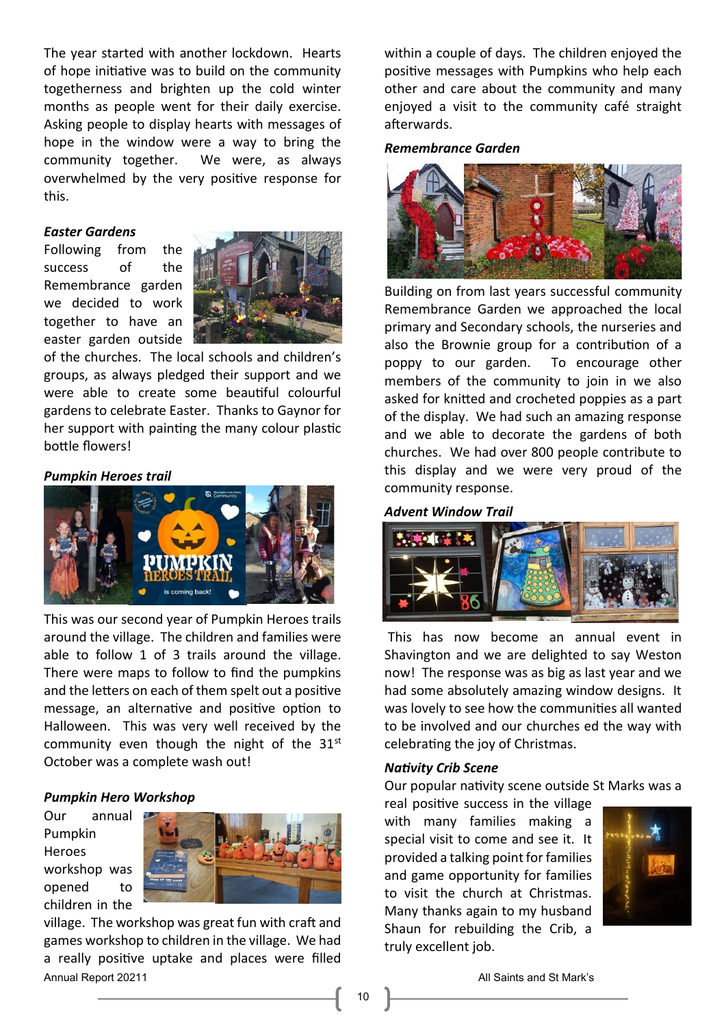The year started with another lockdown. Hearts of hope initiative was to build on the community togetherness and brighten up the cold winter months as people went for their daily exercise. Asking people to display hearts with messages of hope in the window were a way to bring the community together. We were, as always overwhelmed by the very positive response for this.

***Easter Gardens***

Following from the success of the Remembrance garden we decided to work together to have an easter garden outside of the churches. The local schools and children's groups, as always pledged their support and we were able to create some beautiful colourful gardens to celebrate Easter. Thanks to Gaynor for her support with painting the many colour plastic bottle flowers!

***Pumpkin Heroes trail***

This was our second year of Pumpkin Heroes trails around the village. The children and families were able to follow 1 of 3 trails around the village. There were maps to follow to find the pumpkins and the letters on each of them spelt out a positive message, an alternative and positive option to Halloween. This was very well received by the community even though the night of the 31st October was a complete wash out!

***Pumpkin Hero Workshop***

Our annual Pumpkin Heroes workshop was opened to children in the village. The workshop was great fun with craft and games workshop to children in the village. We had a really positive uptake and places were filled within a couple of days. The children enjoyed the positive messages with Pumpkins who help each other and care about the community and many enjoyed a visit to the community café straight afterwards.

***Remembrance Garden***

Building on from last years successful community Remembrance Garden we approached the local primary and Secondary schools, the nurseries and also the Brownie group for a contribution of a poppy to our garden. To encourage other members of the community to join in we also asked for knitted and crocheted poppies as a part of the display. We had such an amazing response and we able to decorate the gardens of both churches. We had over 800 people contribute to this display and we were very proud of the community response.

***Advent Window Trail***

This has now become an annual event in Shavington and we are delighted to say Weston now! The response was as big as last year and we had some absolutely amazing window designs. It was lovely to see how the communities all wanted to be involved and our churches ed the way with celebrating the joy of Christmas.

***Nativity Crib Scene***

Our popular nativity scene outside St Marks was a real positive success in the village with many families making a special visit to come and see it. It provided a talking point for families and game opportunity for families to visit the church at Christmas. Many thanks again to my husband Shaun for rebuilding the Crib, a truly excellent job.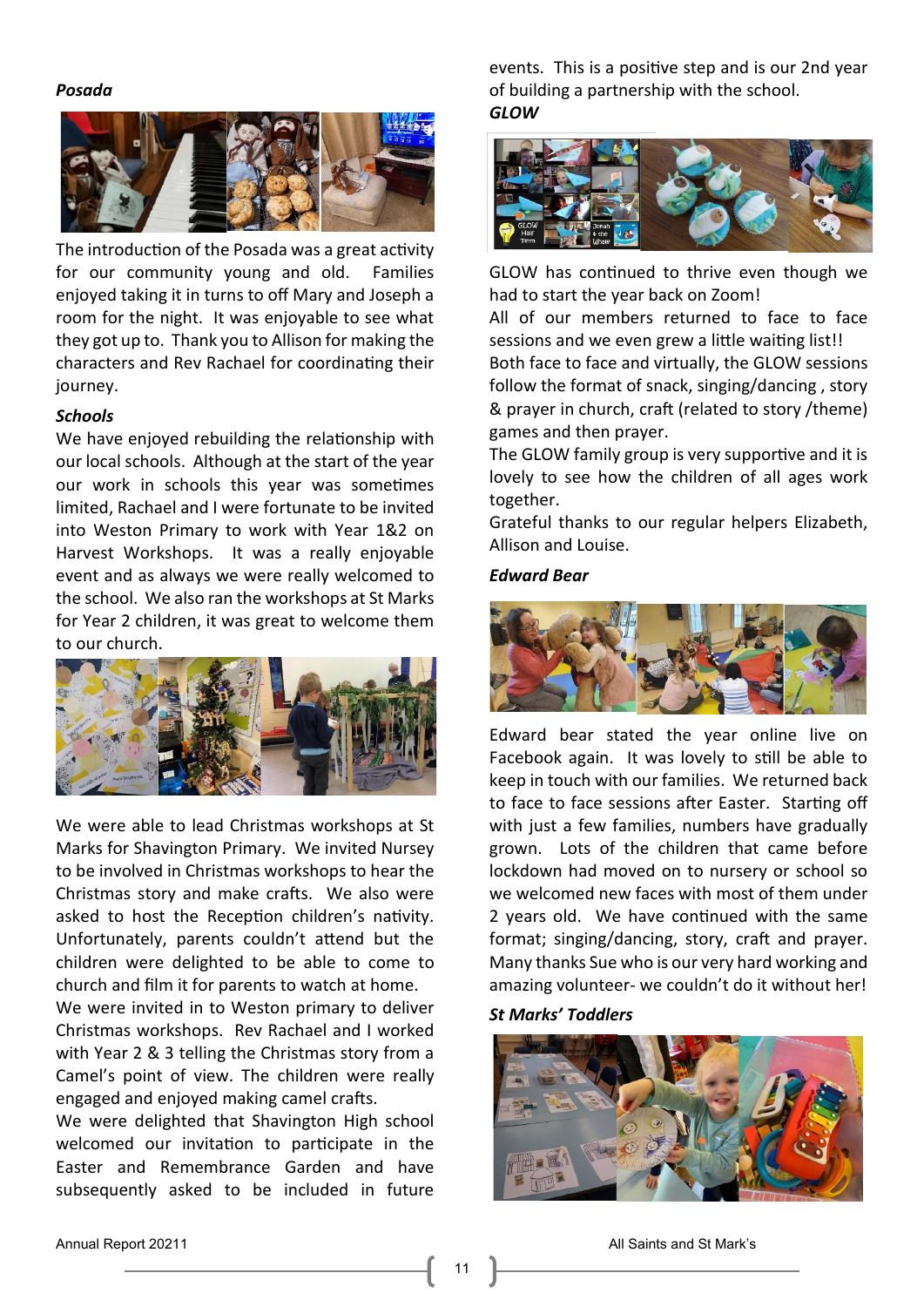### *Posada*

The introduction of the Posada was a great activity for our community young and old. Families enjoyed taking it in turns to off Mary and Joseph a room for the night. It was enjoyable to see what they got up to. Thank you to Allison for making the characters and Rev Rachael for coordinating their journey.

### *Schools*

We have enjoyed rebuilding the relationship with our local schools. Although at the start of the year our work in schools this year was sometimes limited, Rachael and I were fortunate to be invited into Weston Primary to work with Year 1&2 on Harvest Workshops. It was a really enjoyable event and as always we were really welcomed to the school. We also ran the workshops at St Marks for Year 2 children, it was great to welcome them to our church.

We were able to lead Christmas workshops at St Marks for Shavington Primary. We invited Nursey to be involved in Christmas workshops to hear the Christmas story and make crafts. We also were asked to host the Reception children's nativity. Unfortunately, parents couldn't attend but the children were delighted to be able to come to church and film it for parents to watch at home.

We were invited in to Weston primary to deliver Christmas workshops. Rev Rachael and I worked with Year 2 & 3 telling the Christmas story from a Camel's point of view. The children were really engaged and enjoyed making camel crafts.

We were delighted that Shavington High school welcomed our invitation to participate in the Easter and Remembrance Garden and have subsequently asked to be included in future events. This is a positive step and is our 2nd year of building a partnership with the school.

### *GLOW*

GLOW has continued to thrive even though we had to start the year back on Zoom!

All of our members returned to face to face sessions and we even grew a little waiting list!!

Both face to face and virtually, the GLOW sessions follow the format of snack, singing/dancing , story & prayer in church, craft (related to story /theme) games and then prayer.

The GLOW family group is very supportive and it is lovely to see how the children of all ages work together.

Grateful thanks to our regular helpers Elizabeth, Allison and Louise.

### *Edward Bear*

Edward bear stated the year online live on Facebook again. It was lovely to still be able to keep in touch with our families. We returned back to face to face sessions after Easter. Starting off with just a few families, numbers have gradually grown. Lots of the children that came before lockdown had moved on to nursery or school so we welcomed new faces with most of them under 2 years old. We have continued with the same format; singing/dancing, story, craft and prayer. Many thanks Sue who is our very hard working and amazing volunteer- we couldn't do it without her!

### *St Marks' Toddlers*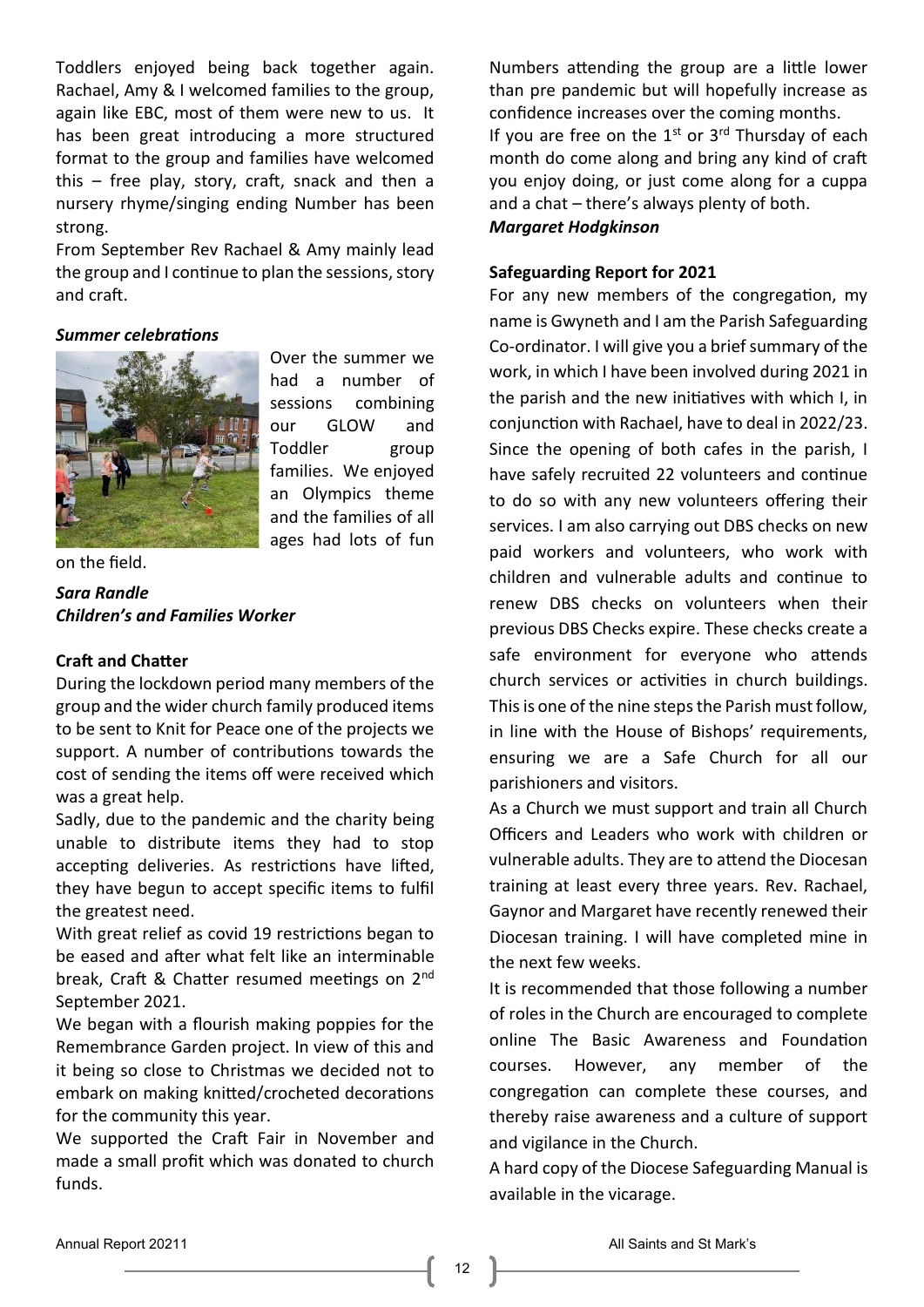Toddlers enjoyed being back together again. Rachael, Amy & I welcomed families to the group, again like EBC, most of them were new to us. It has been great introducing a more structured format to the group and families have welcomed this – free play, story, craft, snack and then a nursery rhyme/singing ending Number has been strong.

From September Rev Rachael & Amy mainly lead the group and I continue to plan the sessions, story and craft.

***Summer celebrations***

Over the summer we had a number of sessions combining our GLOW and Toddler group families. We enjoyed an Olympics theme and the families of all ages had lots of fun on the field.

***Sara Randle***
***Children's and Families Worker***

**Craft and Chatter**

During the lockdown period many members of the group and the wider church family produced items to be sent to Knit for Peace one of the projects we support. A number of contributions towards the cost of sending the items off were received which was a great help.

Sadly, due to the pandemic and the charity being unable to distribute items they had to stop accepting deliveries. As restrictions have lifted, they have begun to accept specific items to fulfil the greatest need.

With great relief as covid 19 restrictions began to be eased and after what felt like an interminable break, Craft & Chatter resumed meetings on 2nd September 2021.

We began with a flourish making poppies for the Remembrance Garden project. In view of this and it being so close to Christmas we decided not to embark on making knitted/crocheted decorations for the community this year.

We supported the Craft Fair in November and made a small profit which was donated to church funds.

Numbers attending the group are a little lower than pre pandemic but will hopefully increase as confidence increases over the coming months.

If you are free on the 1st or 3rd Thursday of each month do come along and bring any kind of craft you enjoy doing, or just come along for a cuppa and a chat – there's always plenty of both.

***Margaret Hodgkinson***

**Safeguarding Report for 2021**

For any new members of the congregation, my name is Gwyneth and I am the Parish Safeguarding Co-ordinator. I will give you a brief summary of the work, in which I have been involved during 2021 in the parish and the new initiatives with which I, in conjunction with Rachael, have to deal in 2022/23. Since the opening of both cafes in the parish, I have safely recruited 22 volunteers and continue to do so with any new volunteers offering their services. I am also carrying out DBS checks on new paid workers and volunteers, who work with children and vulnerable adults and continue to renew DBS checks on volunteers when their previous DBS Checks expire. These checks create a safe environment for everyone who attends church services or activities in church buildings. This is one of the nine steps the Parish must follow, in line with the House of Bishops' requirements, ensuring we are a Safe Church for all our parishioners and visitors.

As a Church we must support and train all Church Officers and Leaders who work with children or vulnerable adults. They are to attend the Diocesan training at least every three years. Rev. Rachael, Gaynor and Margaret have recently renewed their Diocesan training. I will have completed mine in the next few weeks.

It is recommended that those following a number of roles in the Church are encouraged to complete online The Basic Awareness and Foundation courses. However, any member of the congregation can complete these courses, and thereby raise awareness and a culture of support and vigilance in the Church.

A hard copy of the Diocese Safeguarding Manual is available in the vicarage.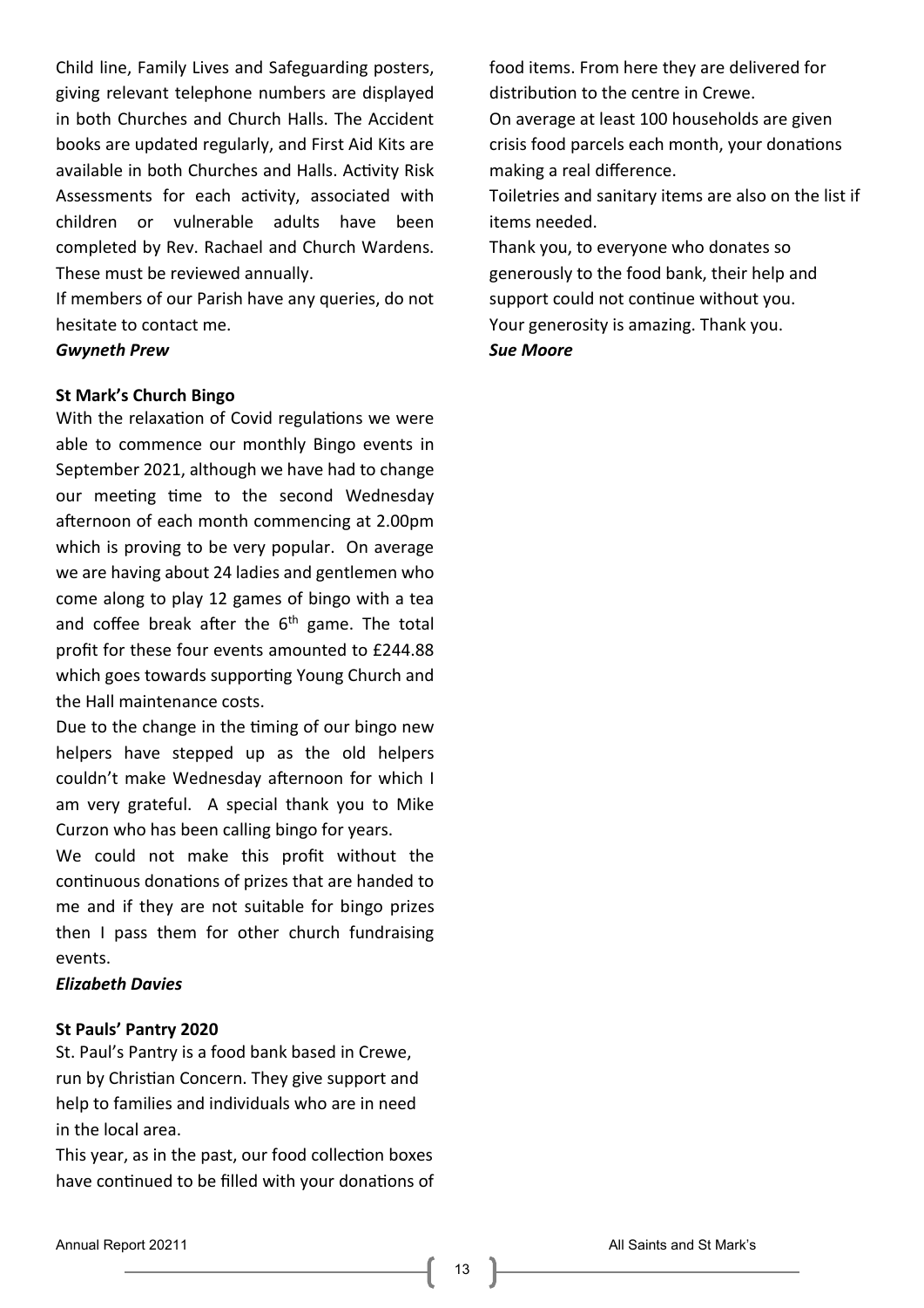Child line, Family Lives and Safeguarding posters, giving relevant telephone numbers are displayed in both Churches and Church Halls. The Accident books are updated regularly, and First Aid Kits are available in both Churches and Halls. Activity Risk Assessments for each activity, associated with children or vulnerable adults have been completed by Rev. Rachael and Church Wardens. These must be reviewed annually.

If members of our Parish have any queries, do not hesitate to contact me.

***Gwyneth Prew***

**St Mark's Church Bingo**

With the relaxation of Covid regulations we were able to commence our monthly Bingo events in September 2021, although we have had to change our meeting time to the second Wednesday afternoon of each month commencing at 2.00pm which is proving to be very popular. On average we are having about 24 ladies and gentlemen who come along to play 12 games of bingo with a tea and coffee break after the 6th game. The total profit for these four events amounted to £244.88 which goes towards supporting Young Church and the Hall maintenance costs.

Due to the change in the timing of our bingo new helpers have stepped up as the old helpers couldn't make Wednesday afternoon for which I am very grateful. A special thank you to Mike Curzon who has been calling bingo for years.

We could not make this profit without the continuous donations of prizes that are handed to me and if they are not suitable for bingo prizes then I pass them for other church fundraising events.

***Elizabeth Davies***

**St Pauls' Pantry 2020**

St. Paul's Pantry is a food bank based in Crewe, run by Christian Concern. They give support and help to families and individuals who are in need in the local area.

This year, as in the past, our food collection boxes have continued to be filled with your donations of food items. From here they are delivered for distribution to the centre in Crewe.

On average at least 100 households are given crisis food parcels each month, your donations making a real difference.

Toiletries and sanitary items are also on the list if items needed.

Thank you, to everyone who donates so generously to the food bank, their help and support could not continue without you.

Your generosity is amazing. Thank you.

***Sue Moore***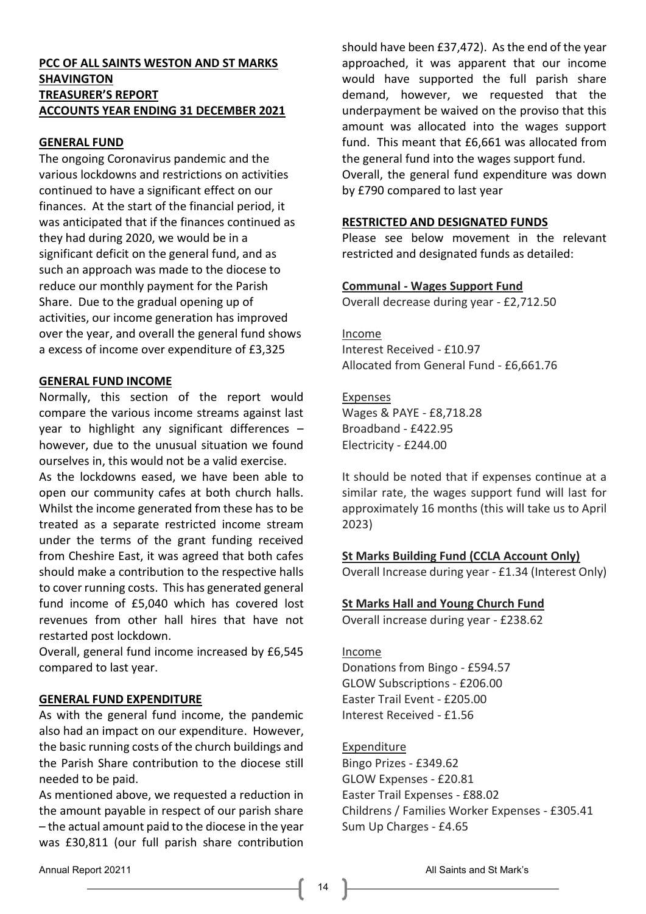**PCC OF ALL SAINTS WESTON AND ST MARKS SHAVINGTON**
**TREASURER'S REPORT**
**ACCOUNTS YEAR ENDING 31 DECEMBER 2021**

**GENERAL FUND**

The ongoing Coronavirus pandemic and the various lockdowns and restrictions on activities continued to have a significant effect on our finances. At the start of the financial period, it was anticipated that if the finances continued as they had during 2020, we would be in a significant deficit on the general fund, and as such an approach was made to the diocese to reduce our monthly payment for the Parish Share. Due to the gradual opening up of activities, our income generation has improved over the year, and overall the general fund shows a excess of income over expenditure of £3,325

**GENERAL FUND INCOME**

Normally, this section of the report would compare the various income streams against last year to highlight any significant differences – however, due to the unusual situation we found ourselves in, this would not be a valid exercise.

As the lockdowns eased, we have been able to open our community cafes at both church halls. Whilst the income generated from these has to be treated as a separate restricted income stream under the terms of the grant funding received from Cheshire East, it was agreed that both cafes should make a contribution to the respective halls to cover running costs. This has generated general fund income of £5,040 which has covered lost revenues from other hall hires that have not restarted post lockdown.

Overall, general fund income increased by £6,545 compared to last year.

**GENERAL FUND EXPENDITURE**

As with the general fund income, the pandemic also had an impact on our expenditure. However, the basic running costs of the church buildings and the Parish Share contribution to the diocese still needed to be paid.

As mentioned above, we requested a reduction in the amount payable in respect of our parish share – the actual amount paid to the diocese in the year was £30,811 (our full parish share contribution should have been £37,472). As the end of the year approached, it was apparent that our income would have supported the full parish share demand, however, we requested that the underpayment be waived on the proviso that this amount was allocated into the wages support fund. This meant that £6,661 was allocated from the general fund into the wages support fund.

Overall, the general fund expenditure was down by £790 compared to last year

**RESTRICTED AND DESIGNATED FUNDS**

Please see below movement in the relevant restricted and designated funds as detailed:

**Communal - Wages Support Fund**

Overall decrease during year - £2,712.50

Income

Interest Received - £10.97
Allocated from General Fund - £6,661.76

Expenses

Wages & PAYE - £8,718.28
Broadband - £422.95
Electricity - £244.00

It should be noted that if expenses continue at a similar rate, the wages support fund will last for approximately 16 months (this will take us to April 2023)

**St Marks Building Fund (CCLA Account Only)**

Overall Increase during year - £1.34 (Interest Only)

**St Marks Hall and Young Church Fund**

Overall increase during year - £238.62

Income

Donations from Bingo - £594.57
GLOW Subscriptions - £206.00
Easter Trail Event - £205.00
Interest Received - £1.56

Expenditure

Bingo Prizes - £349.62
GLOW Expenses - £20.81
Easter Trail Expenses - £88.02
Childrens / Families Worker Expenses - £305.41
Sum Up Charges - £4.65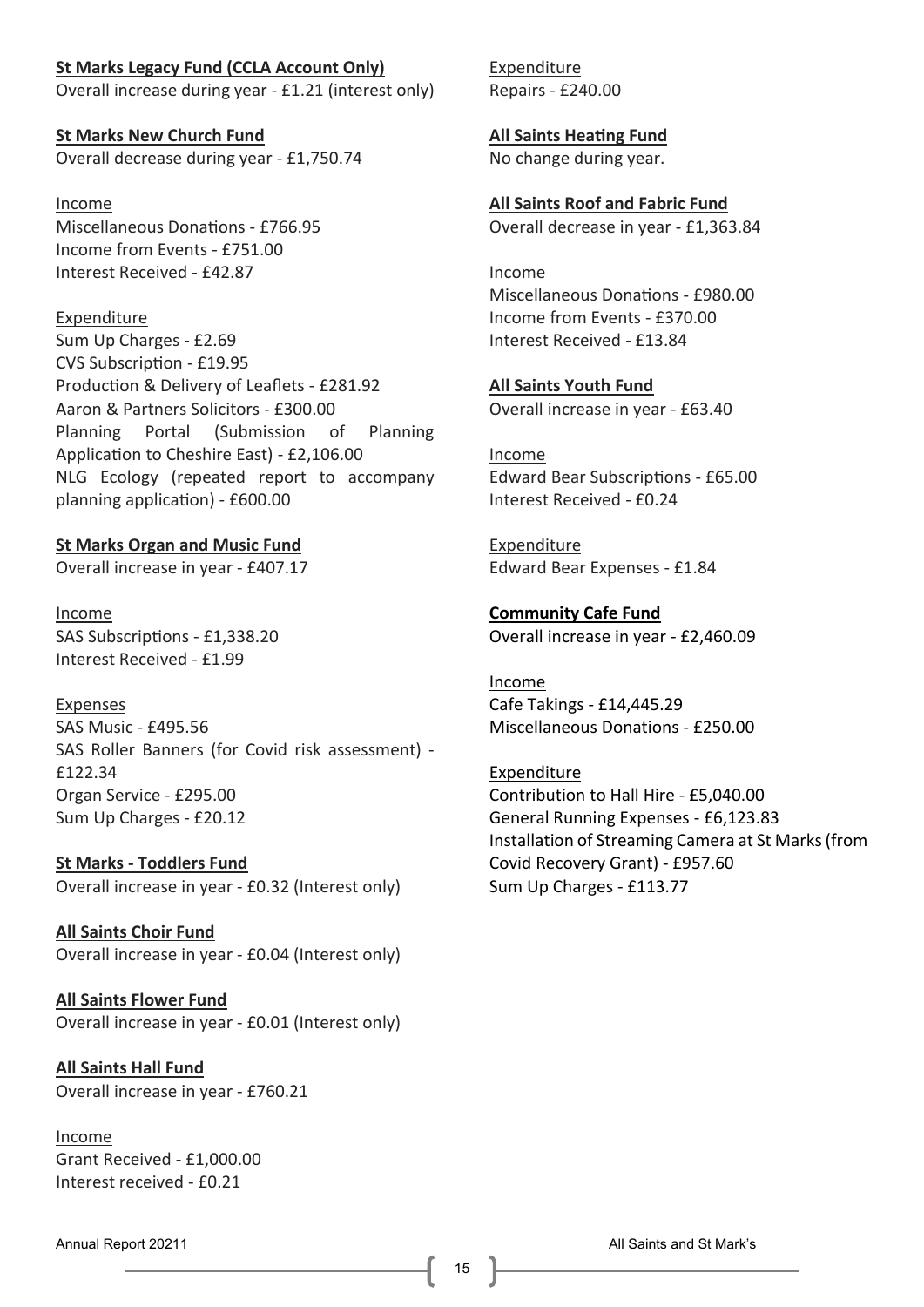**St Marks Legacy Fund (CCLA Account Only)**
Overall increase during year - £1.21 (interest only)

**St Marks New Church Fund**
Overall decrease during year - £1,750.74

Income
Miscellaneous Donations - £766.95
Income from Events - £751.00
Interest Received - £42.87

Expenditure
Sum Up Charges - £2.69
CVS Subscription - £19.95
Production & Delivery of Leaflets - £281.92
Aaron & Partners Solicitors - £300.00
Planning Portal (Submission of Planning Application to Cheshire East) - £2,106.00
NLG Ecology (repeated report to accompany planning application) - £600.00

**St Marks Organ and Music Fund**
Overall increase in year - £407.17

Income
SAS Subscriptions - £1,338.20
Interest Received - £1.99

Expenses
SAS Music - £495.56
SAS Roller Banners (for Covid risk assessment) - £122.34
Organ Service - £295.00
Sum Up Charges - £20.12

**St Marks - Toddlers Fund**
Overall increase in year - £0.32 (Interest only)

**All Saints Choir Fund**
Overall increase in year - £0.04 (Interest only)

**All Saints Flower Fund**
Overall increase in year - £0.01 (Interest only)

**All Saints Hall Fund**
Overall increase in year - £760.21

Income
Grant Received - £1,000.00
Interest received - £0.21

Expenditure
Repairs - £240.00

**All Saints Heating Fund**
No change during year.

**All Saints Roof and Fabric Fund**
Overall decrease in year - £1,363.84

Income
Miscellaneous Donations - £980.00
Income from Events - £370.00
Interest Received - £13.84

**All Saints Youth Fund**
Overall increase in year - £63.40

Income
Edward Bear Subscriptions - £65.00
Interest Received - £0.24

Expenditure
Edward Bear Expenses - £1.84

**Community Cafe Fund**
Overall increase in year - £2,460.09

Income
Cafe Takings - £14,445.29
Miscellaneous Donations - £250.00

Expenditure
Contribution to Hall Hire - £5,040.00
General Running Expenses - £6,123.83
Installation of Streaming Camera at St Marks (from Covid Recovery Grant) - £957.60
Sum Up Charges - £113.77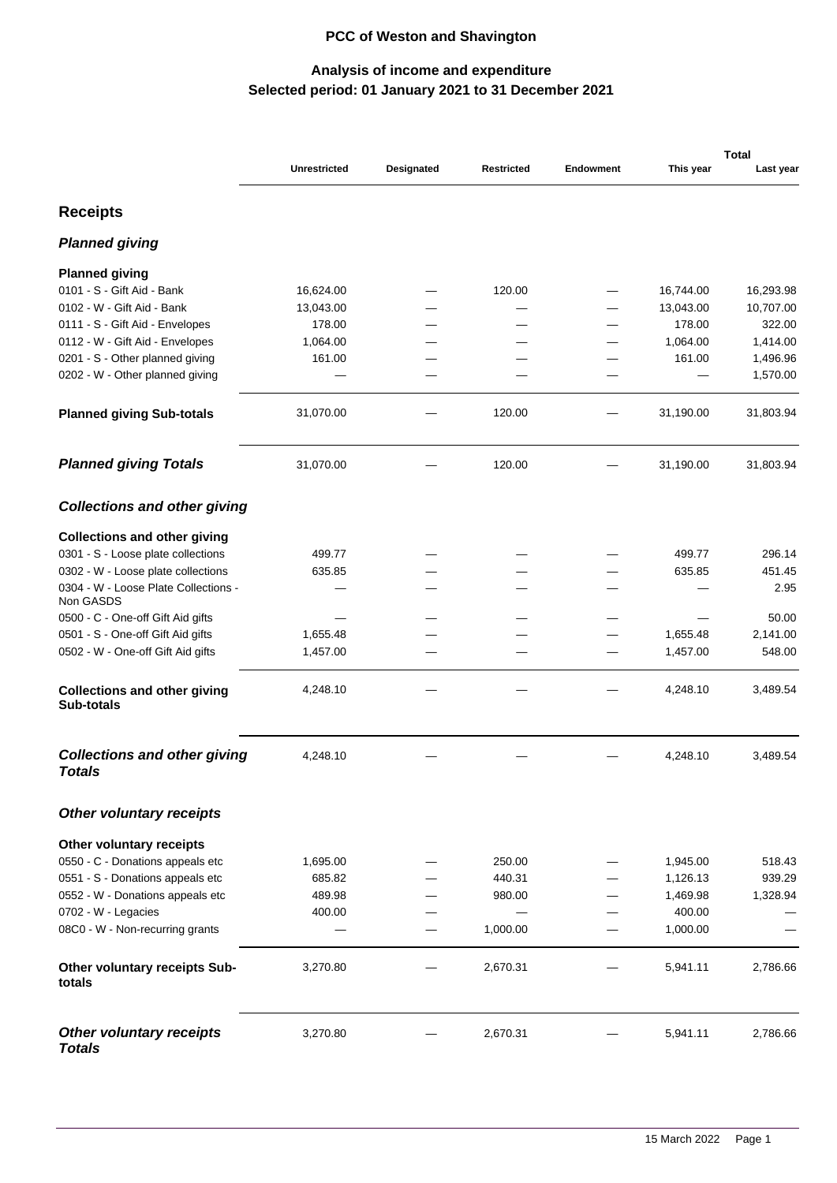# PCC of Weston and Shavington

## Analysis of income and expenditure
## Selected period: 01 January 2021 to 31 December 2021

| | Unrestricted | Designated | Restricted | Endowment | Total This year | Total Last year |
|---|---|---|---|---|---|---|
| **Receipts** | | | | | | |
| ***Planned giving*** | | | | | | |
| **Planned giving** | | | | | | |
| 0101 - S - Gift Aid - Bank | 16,624.00 | — | 120.00 | — | 16,744.00 | 16,293.98 |
| 0102 - W - Gift Aid - Bank | 13,043.00 | — | — | — | 13,043.00 | 10,707.00 |
| 0111 - S - Gift Aid - Envelopes | 178.00 | — | — | — | 178.00 | 322.00 |
| 0112 - W - Gift Aid - Envelopes | 1,064.00 | — | — | — | 1,064.00 | 1,414.00 |
| 0201 - S - Other planned giving | 161.00 | — | — | — | 161.00 | 1,496.96 |
| 0202 - W - Other planned giving | — | — | — | — | — | 1,570.00 |
| **Planned giving Sub-totals** | 31,070.00 | — | 120.00 | — | 31,190.00 | 31,803.94 |
| ***Planned giving Totals*** | 31,070.00 | — | 120.00 | — | 31,190.00 | 31,803.94 |
| ***Collections and other giving*** | | | | | | |
| **Collections and other giving** | | | | | | |
| 0301 - S - Loose plate collections | 499.77 | — | — | — | 499.77 | 296.14 |
| 0302 - W - Loose plate collections | 635.85 | — | — | — | 635.85 | 451.45 |
| 0304 - W - Loose Plate Collections - Non GASDS | — | — | — | — | — | 2.95 |
| 0500 - C - One-off Gift Aid gifts | — | — | — | — | — | 50.00 |
| 0501 - S - One-off Gift Aid gifts | 1,655.48 | — | — | — | 1,655.48 | 2,141.00 |
| 0502 - W - One-off Gift Aid gifts | 1,457.00 | — | — | — | 1,457.00 | 548.00 |
| **Collections and other giving Sub-totals** | 4,248.10 | — | — | — | 4,248.10 | 3,489.54 |
| ***Collections and other giving Totals*** | 4,248.10 | — | — | — | 4,248.10 | 3,489.54 |
| ***Other voluntary receipts*** | | | | | | |
| **Other voluntary receipts** | | | | | | |
| 0550 - C - Donations appeals etc | 1,695.00 | — | 250.00 | — | 1,945.00 | 518.43 |
| 0551 - S - Donations appeals etc | 685.82 | — | 440.31 | — | 1,126.13 | 939.29 |
| 0552 - W - Donations appeals etc | 489.98 | — | 980.00 | — | 1,469.98 | 1,328.94 |
| 0702 - W - Legacies | 400.00 | — | — | — | 400.00 | — |
| 08C0 - W - Non-recurring grants | — | — | 1,000.00 | — | 1,000.00 | — |
| **Other voluntary receipts Sub-totals** | 3,270.80 | — | 2,670.31 | — | 5,941.11 | 2,786.66 |
| ***Other voluntary receipts Totals*** | 3,270.80 | — | 2,670.31 | — | 5,941.11 | 2,786.66 |

15 March 2022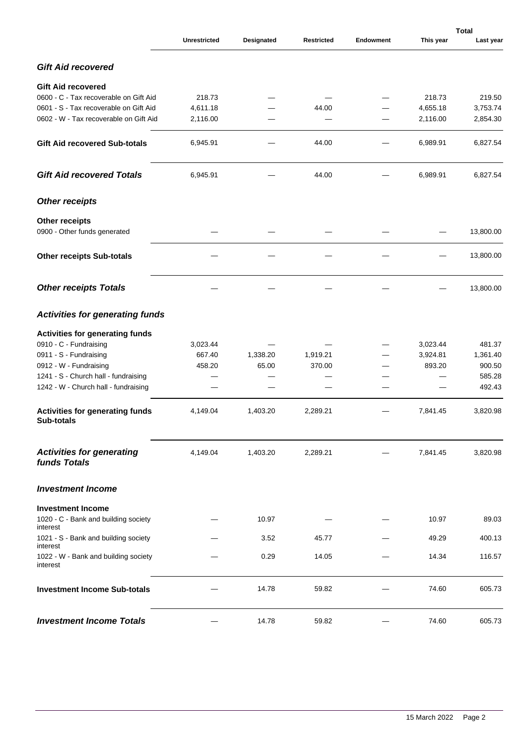| | Unrestricted | Designated | Restricted | Endowment | Total This year | Total Last year |
|---|---|---|---|---|---|---|
| ***Gift Aid recovered*** | | | | | | |
| **Gift Aid recovered** | | | | | | |
| 0600 - C - Tax recoverable on Gift Aid | 218.73 | — | — | — | 218.73 | 219.50 |
| 0601 - S - Tax recoverable on Gift Aid | 4,611.18 | — | 44.00 | — | 4,655.18 | 3,753.74 |
| 0602 - W - Tax recoverable on Gift Aid | 2,116.00 | — | — | — | 2,116.00 | 2,854.30 |
| **Gift Aid recovered Sub-totals** | 6,945.91 | — | 44.00 | — | 6,989.91 | 6,827.54 |
| ***Gift Aid recovered Totals*** | 6,945.91 | — | 44.00 | — | 6,989.91 | 6,827.54 |
| ***Other receipts*** | | | | | | |
| **Other receipts** | | | | | | |
| 0900 - Other funds generated | — | — | — | — | — | 13,800.00 |
| **Other receipts Sub-totals** | — | — | — | — | — | 13,800.00 |
| ***Other receipts Totals*** | — | — | — | — | — | 13,800.00 |
| ***Activities for generating funds*** | | | | | | |
| **Activities for generating funds** | | | | | | |
| 0910 - C - Fundraising | 3,023.44 | — | — | — | 3,023.44 | 481.37 |
| 0911 - S - Fundraising | 667.40 | 1,338.20 | 1,919.21 | — | 3,924.81 | 1,361.40 |
| 0912 - W - Fundraising | 458.20 | 65.00 | 370.00 | — | 893.20 | 900.50 |
| 1241 - S - Church hall - fundraising | — | — | — | — | — | 585.28 |
| 1242 - W - Church hall - fundraising | — | — | — | — | — | 492.43 |
| **Activities for generating funds Sub-totals** | 4,149.04 | 1,403.20 | 2,289.21 | — | 7,841.45 | 3,820.98 |
| ***Activities for generating funds Totals*** | 4,149.04 | 1,403.20 | 2,289.21 | — | 7,841.45 | 3,820.98 |
| ***Investment Income*** | | | | | | |
| **Investment Income** | | | | | | |
| 1020 - C - Bank and building society interest | — | 10.97 | — | — | 10.97 | 89.03 |
| 1021 - S - Bank and building society interest | — | 3.52 | 45.77 | — | 49.29 | 400.13 |
| 1022 - W - Bank and building society interest | — | 0.29 | 14.05 | — | 14.34 | 116.57 |
| **Investment Income Sub-totals** | — | 14.78 | 59.82 | — | 74.60 | 605.73 |
| ***Investment Income Totals*** | — | 14.78 | 59.82 | — | 74.60 | 605.73 |

15 March 2022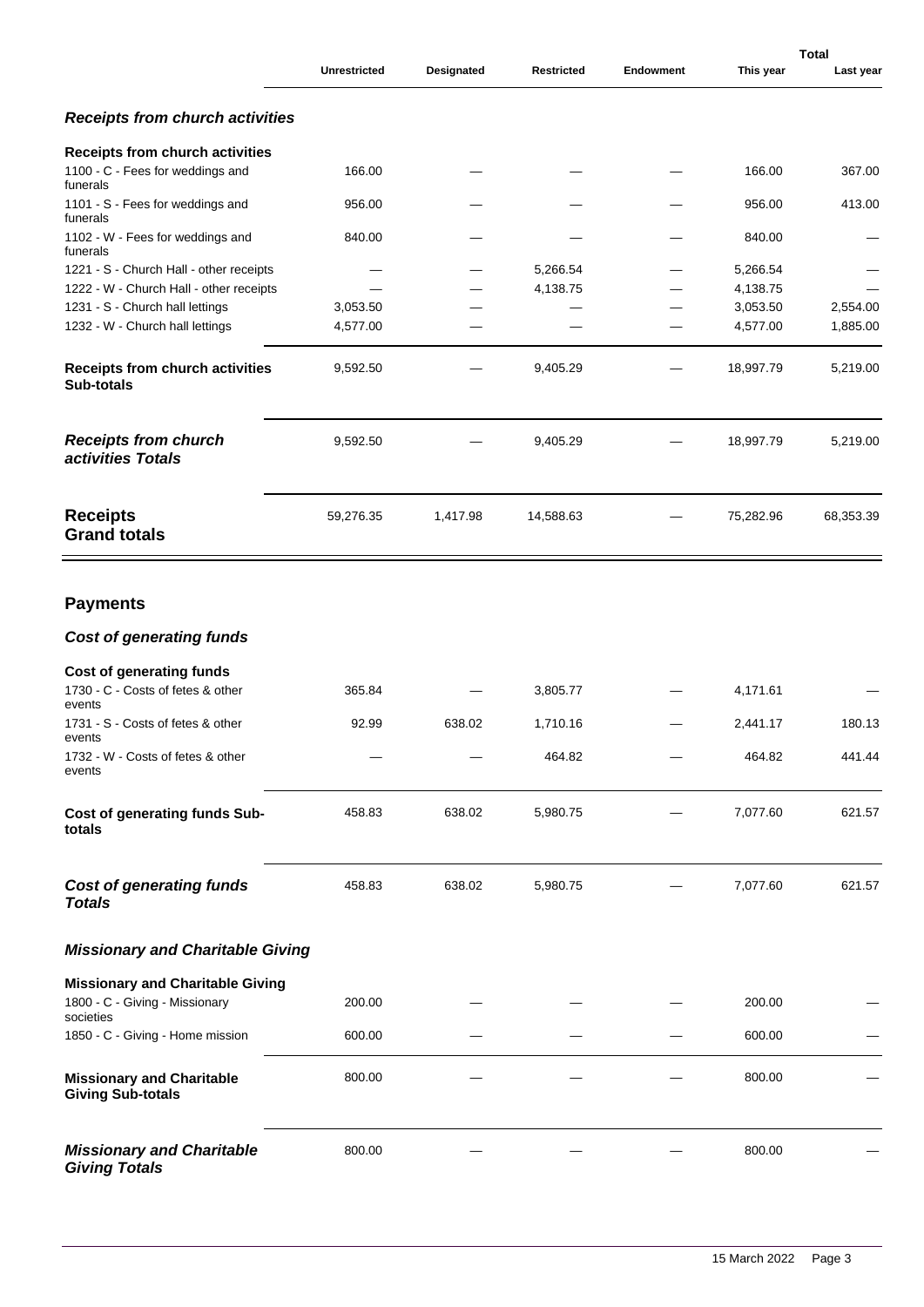|  | Unrestricted | Designated | Restricted | Endowment | Total This year | Total Last year |
|---|---|---|---|---|---|---|
| ***Receipts from church activities*** |  |  |  |  |  |  |
| **Receipts from church activities** |  |  |  |  |  |  |
| 1100 - C - Fees for weddings and funerals | 166.00 | — | — | — | 166.00 | 367.00 |
| 1101 - S - Fees for weddings and funerals | 956.00 | — | — | — | 956.00 | 413.00 |
| 1102 - W - Fees for weddings and funerals | 840.00 | — | — | — | 840.00 | — |
| 1221 - S - Church Hall - other receipts | — | — | 5,266.54 | — | 5,266.54 | — |
| 1222 - W - Church Hall - other receipts | — | — | 4,138.75 | — | 4,138.75 | — |
| 1231 - S - Church hall lettings | 3,053.50 | — | — | — | 3,053.50 | 2,554.00 |
| 1232 - W - Church hall lettings | 4,577.00 | — | — | — | 4,577.00 | 1,885.00 |
| **Receipts from church activities Sub-totals** | 9,592.50 | — | 9,405.29 | — | 18,997.79 | 5,219.00 |
| ***Receipts from church activities Totals*** | 9,592.50 | — | 9,405.29 | — | 18,997.79 | 5,219.00 |
| **Receipts Grand totals** | 59,276.35 | 1,417.98 | 14,588.63 | — | 75,282.96 | 68,353.39 |

## Payments

|  | Unrestricted | Designated | Restricted | Endowment | Total This year | Total Last year |
|---|---|---|---|---|---|---|
| ***Cost of generating funds*** |  |  |  |  |  |  |
| **Cost of generating funds** |  |  |  |  |  |  |
| 1730 - C - Costs of fetes & other events | 365.84 | — | 3,805.77 | — | 4,171.61 | — |
| 1731 - S - Costs of fetes & other events | 92.99 | 638.02 | 1,710.16 | — | 2,441.17 | 180.13 |
| 1732 - W - Costs of fetes & other events | — | — | 464.82 | — | 464.82 | 441.44 |
| **Cost of generating funds Sub-totals** | 458.83 | 638.02 | 5,980.75 | — | 7,077.60 | 621.57 |
| ***Cost of generating funds Totals*** | 458.83 | 638.02 | 5,980.75 | — | 7,077.60 | 621.57 |
| ***Missionary and Charitable Giving*** |  |  |  |  |  |  |
| **Missionary and Charitable Giving** |  |  |  |  |  |  |
| 1800 - C - Giving - Missionary societies | 200.00 | — | — | — | 200.00 | — |
| 1850 - C - Giving - Home mission | 600.00 | — | — | — | 600.00 | — |
| **Missionary and Charitable Giving Sub-totals** | 800.00 | — | — | — | 800.00 | — |
| ***Missionary and Charitable Giving Totals*** | 800.00 | — | — | — | 800.00 | — |

15 March 2022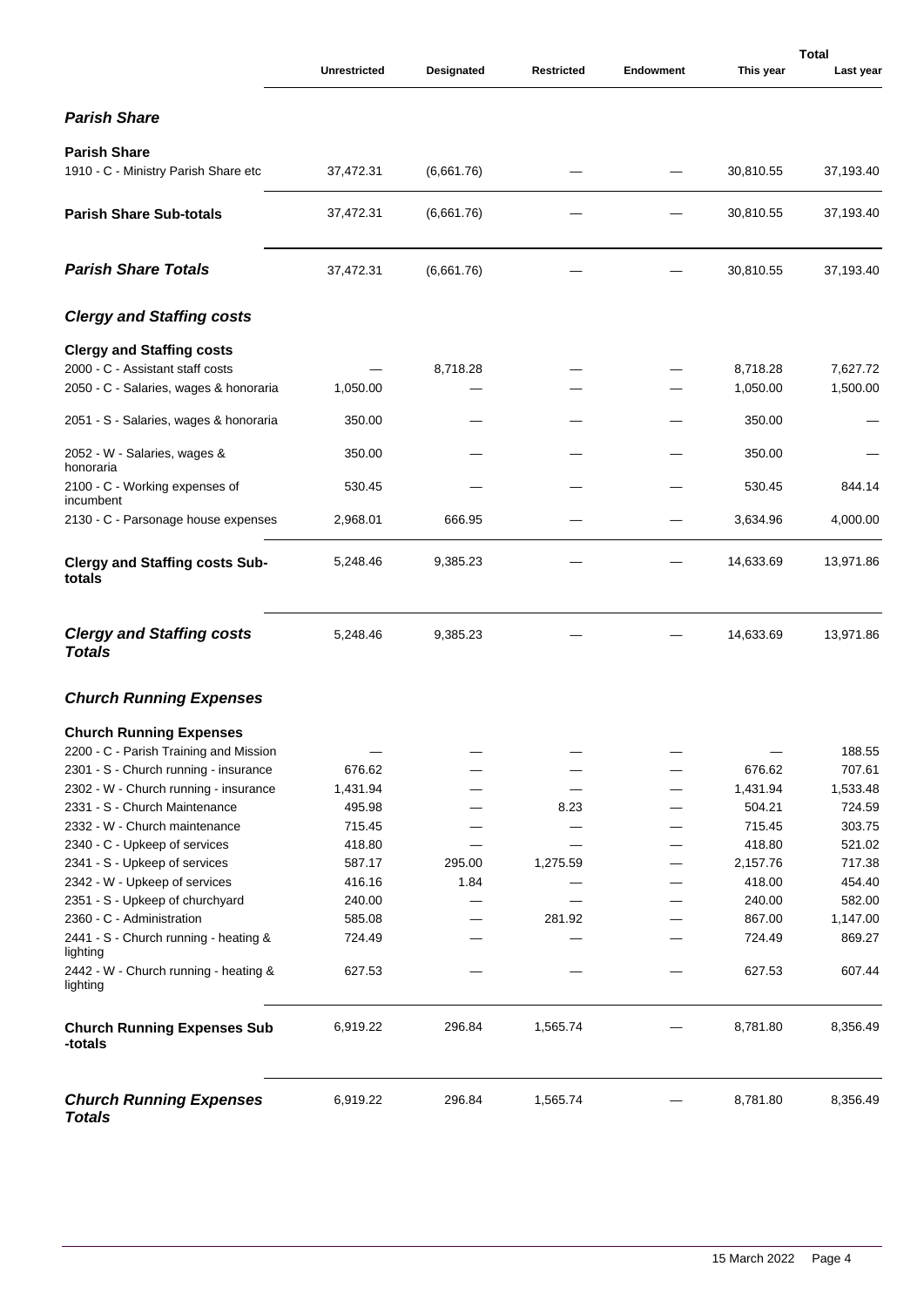| | Unrestricted | Designated | Restricted | Endowment | Total This year | Total Last year |
|---|---|---|---|---|---|---|
| ***Parish Share*** | | | | | | |
| **Parish Share** | | | | | | |
| 1910 - C - Ministry Parish Share etc | 37,472.31 | (6,661.76) | — | — | 30,810.55 | 37,193.40 |
| **Parish Share Sub-totals** | 37,472.31 | (6,661.76) | — | — | 30,810.55 | 37,193.40 |
| ***Parish Share Totals*** | 37,472.31 | (6,661.76) | — | — | 30,810.55 | 37,193.40 |
| ***Clergy and Staffing costs*** | | | | | | |
| **Clergy and Staffing costs** | | | | | | |
| 2000 - C - Assistant staff costs | — | 8,718.28 | — | — | 8,718.28 | 7,627.72 |
| 2050 - C - Salaries, wages & honoraria | 1,050.00 | — | — | — | 1,050.00 | 1,500.00 |
| 2051 - S - Salaries, wages & honoraria | 350.00 | — | — | — | 350.00 | — |
| 2052 - W - Salaries, wages & honoraria | 350.00 | — | — | — | 350.00 | — |
| 2100 - C - Working expenses of incumbent | 530.45 | — | — | — | 530.45 | 844.14 |
| 2130 - C - Parsonage house expenses | 2,968.01 | 666.95 | — | — | 3,634.96 | 4,000.00 |
| **Clergy and Staffing costs Sub-totals** | 5,248.46 | 9,385.23 | — | — | 14,633.69 | 13,971.86 |
| ***Clergy and Staffing costs Totals*** | 5,248.46 | 9,385.23 | — | — | 14,633.69 | 13,971.86 |
| ***Church Running Expenses*** | | | | | | |
| **Church Running Expenses** | | | | | | |
| 2200 - C - Parish Training and Mission | — | — | — | — | — | 188.55 |
| 2301 - S - Church running - insurance | 676.62 | — | — | — | 676.62 | 707.61 |
| 2302 - W - Church running - insurance | 1,431.94 | — | — | — | 1,431.94 | 1,533.48 |
| 2331 - S - Church Maintenance | 495.98 | — | 8.23 | — | 504.21 | 724.59 |
| 2332 - W - Church maintenance | 715.45 | — | — | — | 715.45 | 303.75 |
| 2340 - C - Upkeep of services | 418.80 | — | — | — | 418.80 | 521.02 |
| 2341 - S - Upkeep of services | 587.17 | 295.00 | 1,275.59 | — | 2,157.76 | 717.38 |
| 2342 - W - Upkeep of services | 416.16 | 1.84 | — | — | 418.00 | 454.40 |
| 2351 - S - Upkeep of churchyard | 240.00 | — | — | — | 240.00 | 582.00 |
| 2360 - C - Administration | 585.08 | — | 281.92 | — | 867.00 | 1,147.00 |
| 2441 - S - Church running - heating & lighting | 724.49 | — | — | — | 724.49 | 869.27 |
| 2442 - W - Church running - heating & lighting | 627.53 | — | — | — | 627.53 | 607.44 |
| **Church Running Expenses Sub -totals** | 6,919.22 | 296.84 | 1,565.74 | — | 8,781.80 | 8,356.49 |
| ***Church Running Expenses Totals*** | 6,919.22 | 296.84 | 1,565.74 | — | 8,781.80 | 8,356.49 |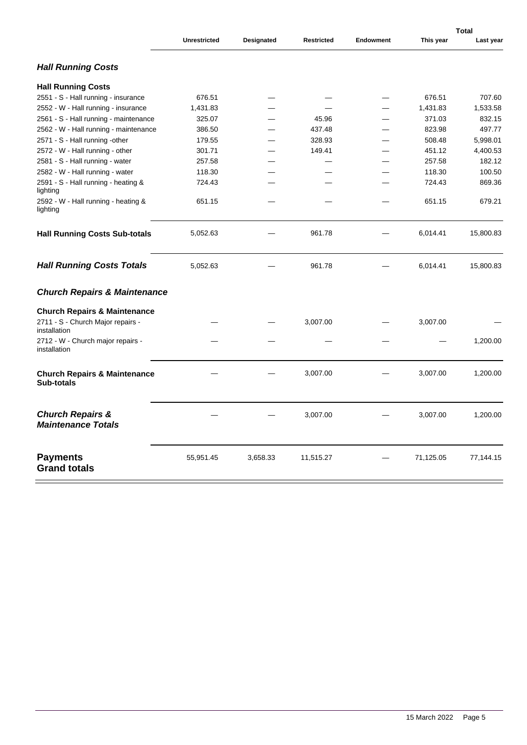| | Unrestricted | Designated | Restricted | Endowment | Total | |
|---|---|---|---|---|---|---|
| | | | | | This year | Last year |
| ***Hall Running Costs*** | | | | | | |
| **Hall Running Costs** | | | | | | |
| 2551 - S - Hall running - insurance | 676.51 | — | — | — | 676.51 | 707.60 |
| 2552 - W - Hall running - insurance | 1,431.83 | — | — | — | 1,431.83 | 1,533.58 |
| 2561 - S - Hall running - maintenance | 325.07 | — | 45.96 | — | 371.03 | 832.15 |
| 2562 - W - Hall running - maintenance | 386.50 | — | 437.48 | — | 823.98 | 497.77 |
| 2571 - S - Hall running -other | 179.55 | — | 328.93 | — | 508.48 | 5,998.01 |
| 2572 - W - Hall running - other | 301.71 | — | 149.41 | — | 451.12 | 4,400.53 |
| 2581 - S - Hall running - water | 257.58 | — | — | — | 257.58 | 182.12 |
| 2582 - W - Hall running - water | 118.30 | — | — | — | 118.30 | 100.50 |
| 2591 - S - Hall running - heating & lighting | 724.43 | — | — | — | 724.43 | 869.36 |
| 2592 - W - Hall running - heating & lighting | 651.15 | — | — | — | 651.15 | 679.21 |
| **Hall Running Costs Sub-totals** | 5,052.63 | — | 961.78 | — | 6,014.41 | 15,800.83 |
| ***Hall Running Costs Totals*** | 5,052.63 | — | 961.78 | — | 6,014.41 | 15,800.83 |
| ***Church Repairs & Maintenance*** | | | | | | |
| **Church Repairs & Maintenance** | | | | | | |
| 2711 - S - Church Major repairs - installation | — | — | 3,007.00 | — | 3,007.00 | — |
| 2712 - W - Church major repairs - installation | — | — | — | — | — | 1,200.00 |
| **Church Repairs & Maintenance Sub-totals** | — | — | 3,007.00 | — | 3,007.00 | 1,200.00 |
| ***Church Repairs & Maintenance Totals*** | — | — | 3,007.00 | — | 3,007.00 | 1,200.00 |
| **Payments Grand totals** | 55,951.45 | 3,658.33 | 11,515.27 | — | 71,125.05 | 77,144.15 |

15 March 2022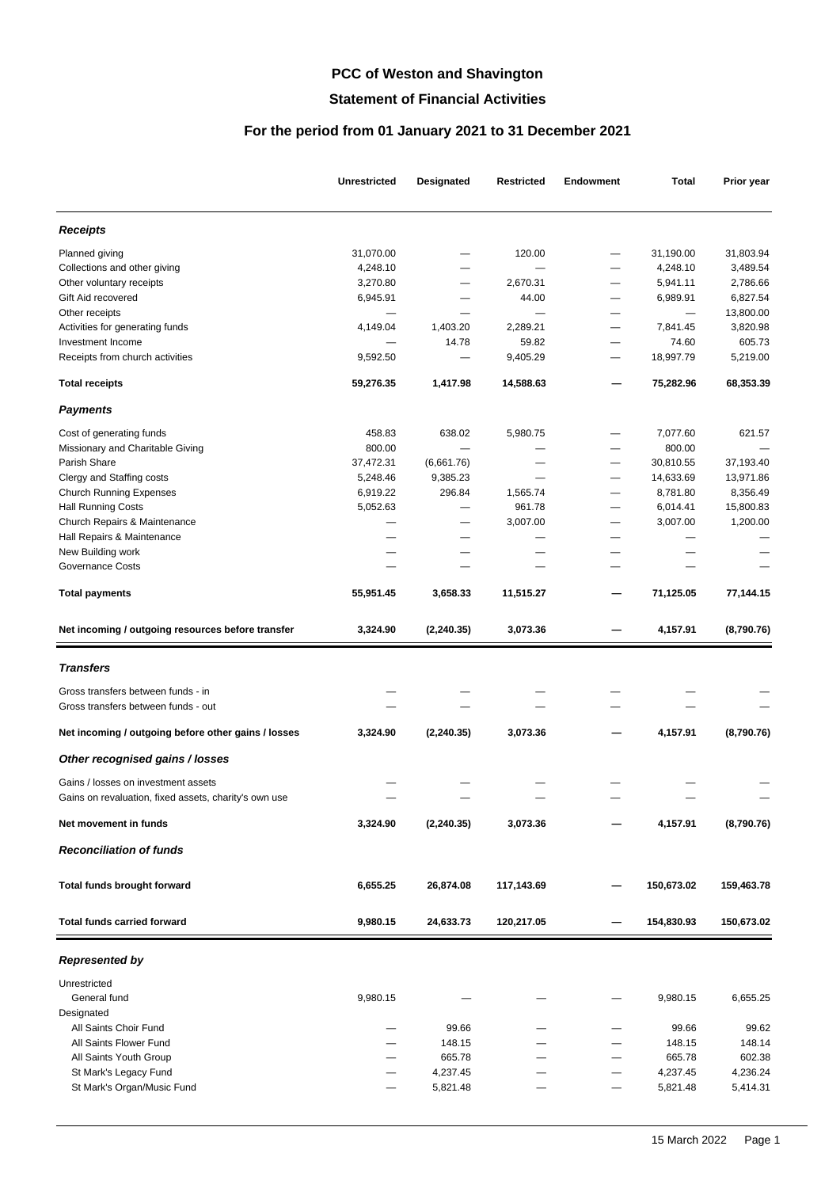# PCC of Weston and Shavington

## Statement of Financial Activities

### For the period from 01 January 2021 to 31 December 2021

| | Unrestricted | Designated | Restricted | Endowment | Total | Prior year |
|---|---|---|---|---|---|---|
| ***Receipts*** | | | | | | |
| Planned giving | 31,070.00 | — | 120.00 | — | 31,190.00 | 31,803.94 |
| Collections and other giving | 4,248.10 | — | — | — | 4,248.10 | 3,489.54 |
| Other voluntary receipts | 3,270.80 | — | 2,670.31 | — | 5,941.11 | 2,786.66 |
| Gift Aid recovered | 6,945.91 | — | 44.00 | — | 6,989.91 | 6,827.54 |
| Other receipts | — | — | — | — | — | 13,800.00 |
| Activities for generating funds | 4,149.04 | 1,403.20 | 2,289.21 | — | 7,841.45 | 3,820.98 |
| Investment Income | — | 14.78 | 59.82 | — | 74.60 | 605.73 |
| Receipts from church activities | 9,592.50 | — | 9,405.29 | — | 18,997.79 | 5,219.00 |
| **Total receipts** | **59,276.35** | **1,417.98** | **14,588.63** | **—** | **75,282.96** | **68,353.39** |
| ***Payments*** | | | | | | |
| Cost of generating funds | 458.83 | 638.02 | 5,980.75 | — | 7,077.60 | 621.57 |
| Missionary and Charitable Giving | 800.00 | — | — | — | 800.00 | — |
| Parish Share | 37,472.31 | (6,661.76) | — | — | 30,810.55 | 37,193.40 |
| Clergy and Staffing costs | 5,248.46 | 9,385.23 | — | — | 14,633.69 | 13,971.86 |
| Church Running Expenses | 6,919.22 | 296.84 | 1,565.74 | — | 8,781.80 | 8,356.49 |
| Hall Running Costs | 5,052.63 | — | 961.78 | — | 6,014.41 | 15,800.83 |
| Church Repairs & Maintenance | — | — | 3,007.00 | — | 3,007.00 | 1,200.00 |
| Hall Repairs & Maintenance | — | — | — | — | — | — |
| New Building work | — | — | — | — | — | — |
| Governance Costs | — | — | — | — | — | — |
| **Total payments** | **55,951.45** | **3,658.33** | **11,515.27** | **—** | **71,125.05** | **77,144.15** |
| **Net incoming / outgoing resources before transfer** | **3,324.90** | **(2,240.35)** | **3,073.36** | **—** | **4,157.91** | **(8,790.76)** |
| ***Transfers*** | | | | | | |
| Gross transfers between funds - in | — | — | — | — | — | — |
| Gross transfers between funds - out | — | — | — | — | — | — |
| **Net incoming / outgoing before other gains / losses** | **3,324.90** | **(2,240.35)** | **3,073.36** | **—** | **4,157.91** | **(8,790.76)** |
| ***Other recognised gains / losses*** | | | | | | |
| Gains / losses on investment assets | — | — | — | — | — | — |
| Gains on revaluation, fixed assets, charity's own use | — | — | — | — | — | — |
| **Net movement in funds** | **3,324.90** | **(2,240.35)** | **3,073.36** | **—** | **4,157.91** | **(8,790.76)** |
| ***Reconciliation of funds*** | | | | | | |
| **Total funds brought forward** | **6,655.25** | **26,874.08** | **117,143.69** | **—** | **150,673.02** | **159,463.78** |
| **Total funds carried forward** | **9,980.15** | **24,633.73** | **120,217.05** | **—** | **154,830.93** | **150,673.02** |
| ***Represented by*** | | | | | | |
| Unrestricted | | | | | | |
| General fund | 9,980.15 | — | — | — | 9,980.15 | 6,655.25 |
| Designated | | | | | | |
| All Saints Choir Fund | — | 99.66 | — | — | 99.66 | 99.62 |
| All Saints Flower Fund | — | 148.15 | — | — | 148.15 | 148.14 |
| All Saints Youth Group | — | 665.78 | — | — | 665.78 | 602.38 |
| St Mark's Legacy Fund | — | 4,237.45 | — | — | 4,237.45 | 4,236.24 |
| St Mark's Organ/Music Fund | — | 5,821.48 | — | — | 5,821.48 | 5,414.31 |

15 March 2022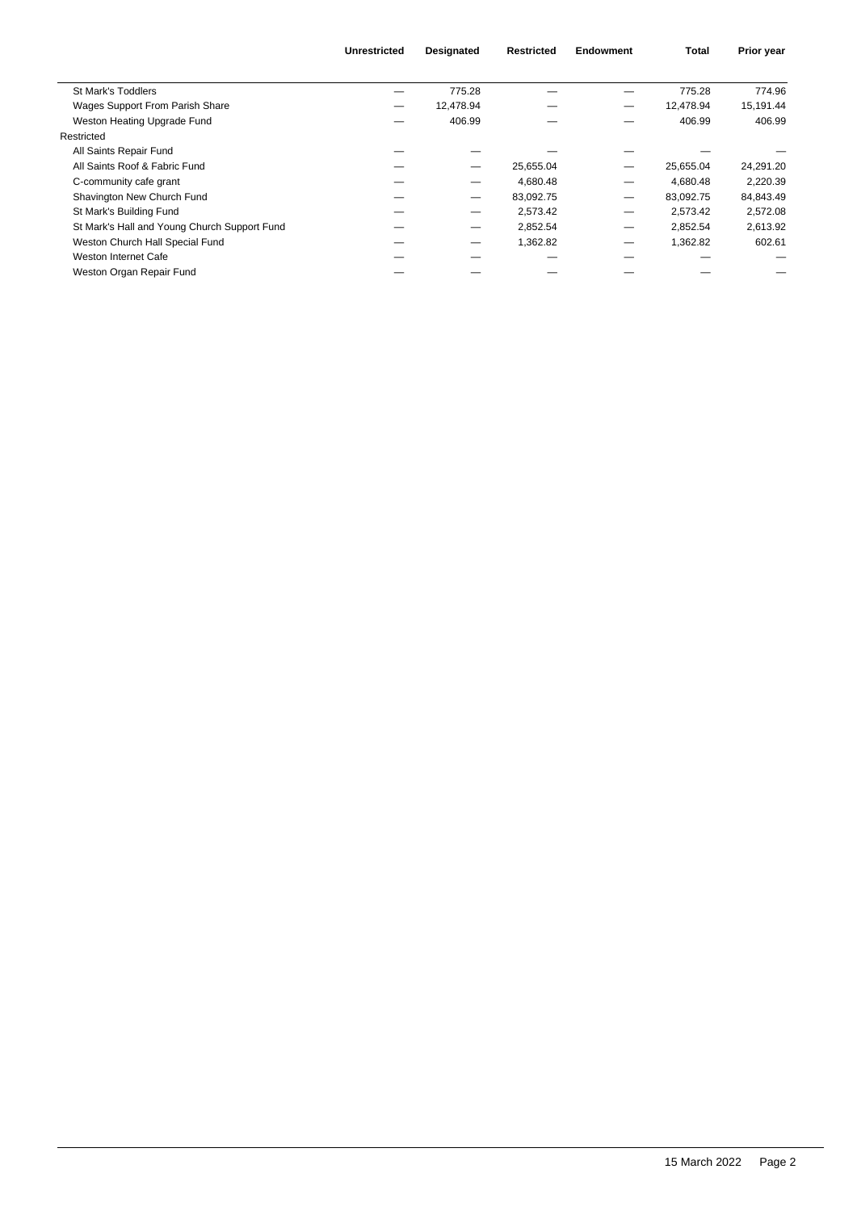| | Unrestricted | Designated | Restricted | Endowment | Total | Prior year |
|---|---|---|---|---|---|---|
| St Mark's Toddlers | — | 775.28 | — | — | 775.28 | 774.96 |
| Wages Support From Parish Share | — | 12,478.94 | — | — | 12,478.94 | 15,191.44 |
| Weston Heating Upgrade Fund | — | 406.99 | — | — | 406.99 | 406.99 |
| Restricted | | | | | | |
| All Saints Repair Fund | — | — | — | — | — | — |
| All Saints Roof & Fabric Fund | — | — | 25,655.04 | — | 25,655.04 | 24,291.20 |
| C-community cafe grant | — | — | 4,680.48 | — | 4,680.48 | 2,220.39 |
| Shavington New Church Fund | — | — | 83,092.75 | — | 83,092.75 | 84,843.49 |
| St Mark's Building Fund | — | — | 2,573.42 | — | 2,573.42 | 2,572.08 |
| St Mark's Hall and Young Church Support Fund | — | — | 2,852.54 | — | 2,852.54 | 2,613.92 |
| Weston Church Hall Special Fund | — | — | 1,362.82 | — | 1,362.82 | 602.61 |
| Weston Internet Cafe | — | — | — | — | — | — |
| Weston Organ Repair Fund | — | — | — | — | — | — |

15 March 2022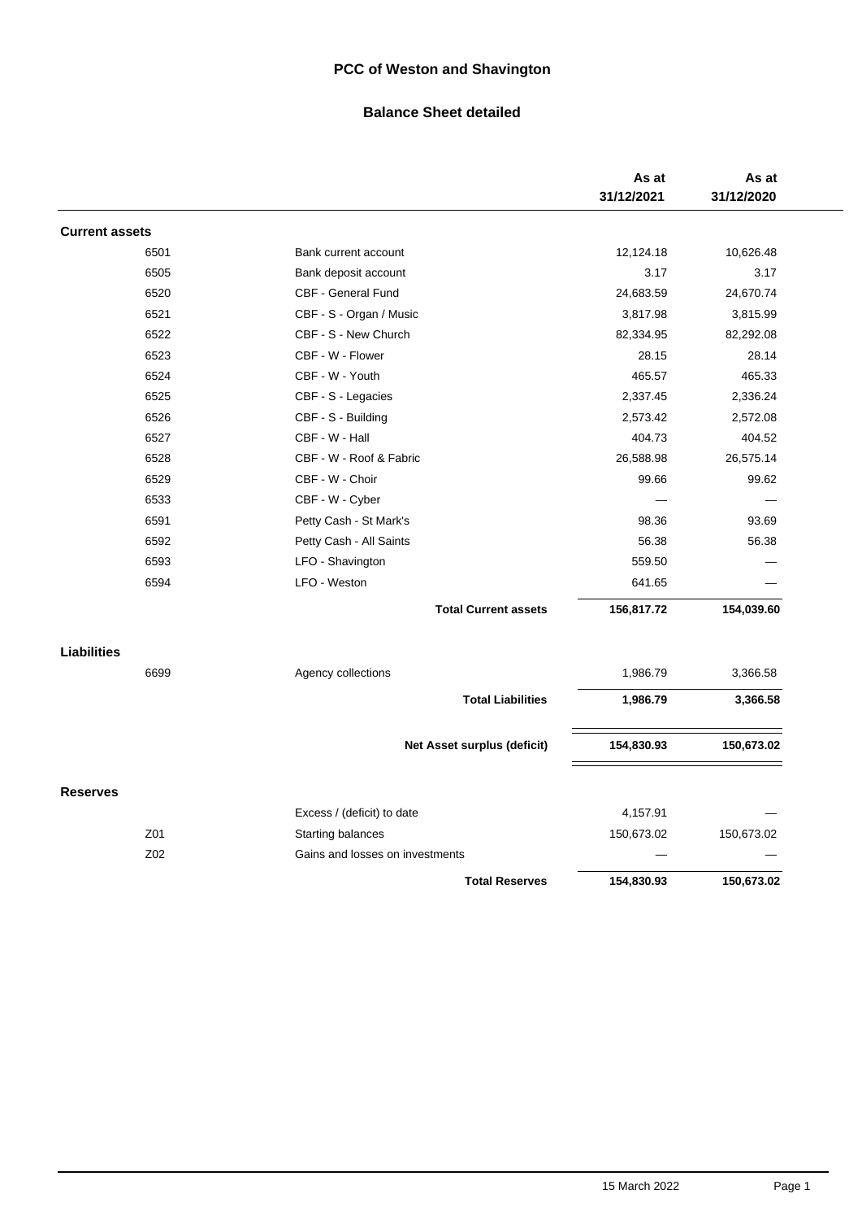# PCC of Weston and Shavington

## Balance Sheet detailed

| | | As at 31/12/2021 | As at 31/12/2020 |
|---|---|---|---|
| **Current assets** | | | |
| 6501 | Bank current account | 12,124.18 | 10,626.48 |
| 6505 | Bank deposit account | 3.17 | 3.17 |
| 6520 | CBF - General Fund | 24,683.59 | 24,670.74 |
| 6521 | CBF - S - Organ / Music | 3,817.98 | 3,815.99 |
| 6522 | CBF - S - New Church | 82,334.95 | 82,292.08 |
| 6523 | CBF - W - Flower | 28.15 | 28.14 |
| 6524 | CBF - W - Youth | 465.57 | 465.33 |
| 6525 | CBF - S - Legacies | 2,337.45 | 2,336.24 |
| 6526 | CBF - S - Building | 2,573.42 | 2,572.08 |
| 6527 | CBF - W - Hall | 404.73 | 404.52 |
| 6528 | CBF - W - Roof & Fabric | 26,588.98 | 26,575.14 |
| 6529 | CBF - W - Choir | 99.66 | 99.62 |
| 6533 | CBF - W - Cyber | — | — |
| 6591 | Petty Cash - St Mark's | 98.36 | 93.69 |
| 6592 | Petty Cash - All Saints | 56.38 | 56.38 |
| 6593 | LFO - Shavington | 559.50 | — |
| 6594 | LFO - Weston | 641.65 | — |
| | **Total Current assets** | **156,817.72** | **154,039.60** |
| **Liabilities** | | | |
| 6699 | Agency collections | 1,986.79 | 3,366.58 |
| | **Total Liabilities** | **1,986.79** | **3,366.58** |
| | **Net Asset surplus (deficit)** | **154,830.93** | **150,673.02** |
| **Reserves** | | | |
| | Excess / (deficit) to date | 4,157.91 | — |
| Z01 | Starting balances | 150,673.02 | 150,673.02 |
| Z02 | Gains and losses on investments | — | — |
| | **Total Reserves** | **154,830.93** | **150,673.02** |

15 March 2022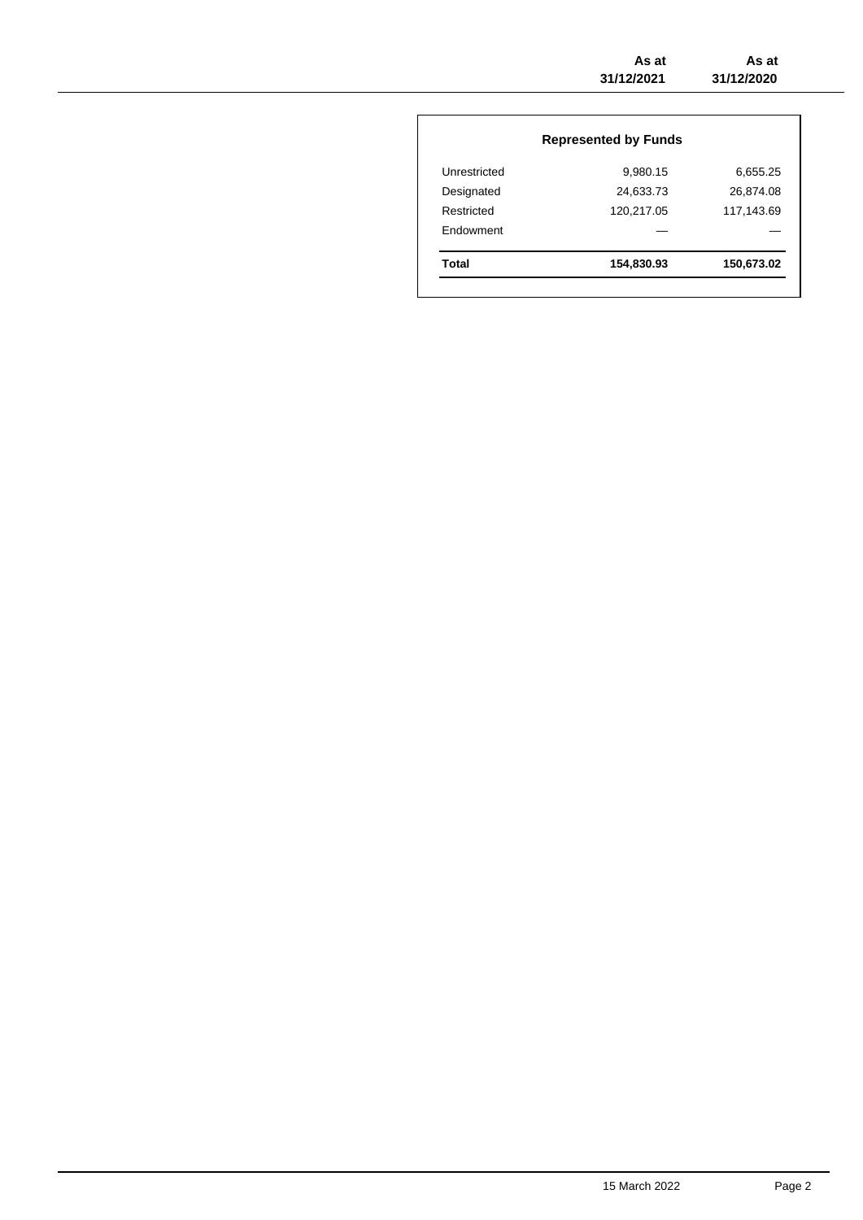| | As at 31/12/2021 | As at 31/12/2020 |
|---|---|---|
| **Represented by Funds** | | |
| Unrestricted | 9,980.15 | 6,655.25 |
| Designated | 24,633.73 | 26,874.08 |
| Restricted | 120,217.05 | 117,143.69 |
| Endowment | — | — |
| **Total** | **154,830.93** | **150,673.02** |

15 March 2022